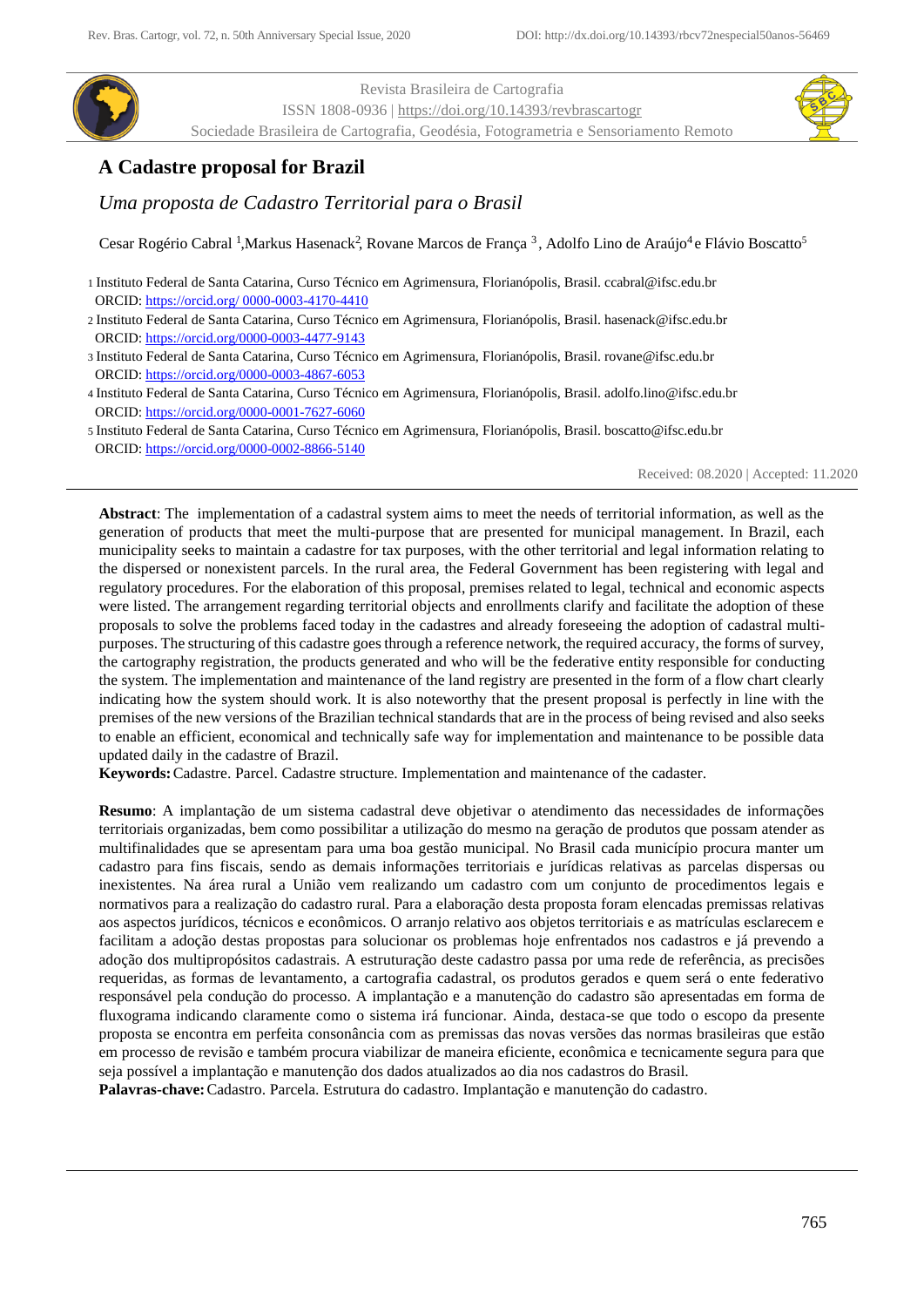Revista Brasileira de Cartografia
ISSN 1808-0936 | https://doi.org/10.14393/revbrascartogr
Sociedade Brasileira de Cartografia, Geodésia, Fotogrametria e Sensoriamento Remoto

# A Cadastre proposal for Brazil

## *Uma proposta de Cadastro Territorial para o Brasil*

Cesar Rogério Cabral [1], Markus Hasenack[2], Rovane Marcos de França [3], Adolfo Lino de Araújo[4] e Flávio Boscatto[5]

1 Instituto Federal de Santa Catarina, Curso Técnico em Agrimensura, Florianópolis, Brasil. ccabral@ifsc.edu.br
ORCID: https://orcid.org/ 0000-0003-4170-4410

2 Instituto Federal de Santa Catarina, Curso Técnico em Agrimensura, Florianópolis, Brasil. hasenack@ifsc.edu.br
ORCID: https://orcid.org/0000-0003-4477-9143

3 Instituto Federal de Santa Catarina, Curso Técnico em Agrimensura, Florianópolis, Brasil. rovane@ifsc.edu.br
ORCID: https://orcid.org/0000-0003-4867-6053

4 Instituto Federal de Santa Catarina, Curso Técnico em Agrimensura, Florianópolis, Brasil. adolfo.lino@ifsc.edu.br
ORCID: https://orcid.org/0000-0001-7627-6060

5 Instituto Federal de Santa Catarina, Curso Técnico em Agrimensura, Florianópolis, Brasil. boscatto@ifsc.edu.br
ORCID: https://orcid.org/0000-0002-8866-5140

Received: 08.2020 | Accepted: 11.2020

**Abstract**: The implementation of a cadastral system aims to meet the needs of territorial information, as well as the generation of products that meet the multi-purpose that are presented for municipal management. In Brazil, each municipality seeks to maintain a cadastre for tax purposes, with the other territorial and legal information relating to the dispersed or nonexistent parcels. In the rural area, the Federal Government has been registering with legal and regulatory procedures. For the elaboration of this proposal, premises related to legal, technical and economic aspects were listed. The arrangement regarding territorial objects and enrollments clarify and facilitate the adoption of these proposals to solve the problems faced today in the cadastres and already foreseeing the adoption of cadastral multi-purposes. The structuring of this cadastre goes through a reference network, the required accuracy, the forms of survey, the cartography registration, the products generated and who will be the federative entity responsible for conducting the system. The implementation and maintenance of the land registry are presented in the form of a flow chart clearly indicating how the system should work. It is also noteworthy that the present proposal is perfectly in line with the premises of the new versions of the Brazilian technical standards that are in the process of being revised and also seeks to enable an efficient, economical and technically safe way for implementation and maintenance to be possible data updated daily in the cadastre of Brazil.

**Keywords:** Cadastre. Parcel. Cadastre structure. Implementation and maintenance of the cadaster.

**Resumo**: A implantação de um sistema cadastral deve objetivar o atendimento das necessidades de informações territoriais organizadas, bem como possibilitar a utilização do mesmo na geração de produtos que possam atender as multifinalidades que se apresentam para uma boa gestão municipal. No Brasil cada município procura manter um cadastro para fins fiscais, sendo as demais informações territoriais e jurídicas relativas as parcelas dispersas ou inexistentes. Na área rural a União vem realizando um cadastro com um conjunto de procedimentos legais e normativos para a realização do cadastro rural. Para a elaboração desta proposta foram elencadas premissas relativas aos aspectos jurídicos, técnicos e econômicos. O arranjo relativo aos objetos territoriais e as matrículas esclarecem e facilitam a adoção destas propostas para solucionar os problemas hoje enfrentados nos cadastros e já prevendo a adoção dos multipropósitos cadastrais. A estruturação deste cadastro passa por uma rede de referência, as precisões requeridas, as formas de levantamento, a cartografia cadastral, os produtos gerados e quem será o ente federativo responsável pela condução do processo. A implantação e a manutenção do cadastro são apresentadas em forma de fluxograma indicando claramente como o sistema irá funcionar. Ainda, destaca-se que todo o escopo da presente proposta se encontra em perfeita consonância com as premissas das novas versões das normas brasileiras que estão em processo de revisão e também procura viabilizar de maneira eficiente, econômica e tecnicamente segura para que seja possível a implantação e manutenção dos dados atualizados ao dia nos cadastros do Brasil.

**Palavras-chave:** Cadastro. Parcela. Estrutura do cadastro. Implantação e manutenção do cadastro.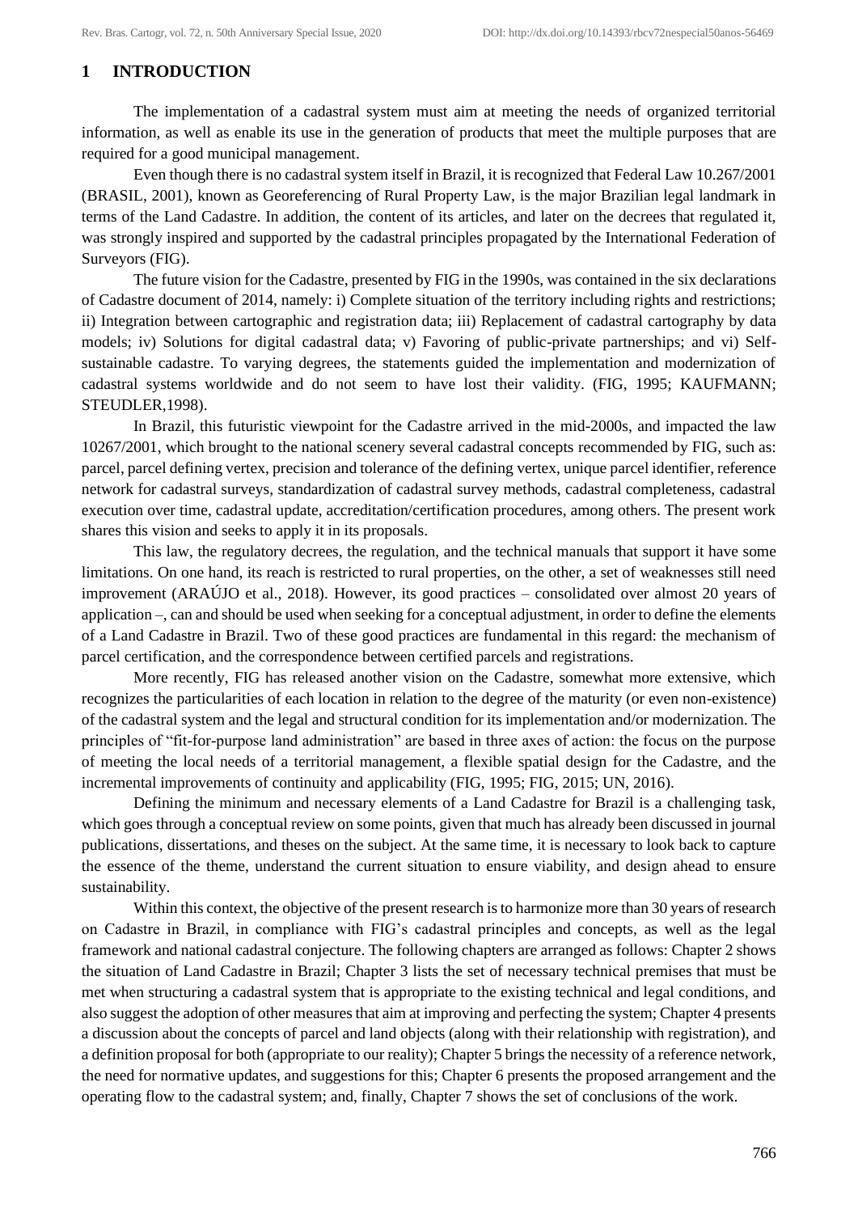# 1 INTRODUCTION

The implementation of a cadastral system must aim at meeting the needs of organized territorial information, as well as enable its use in the generation of products that meet the multiple purposes that are required for a good municipal management.

Even though there is no cadastral system itself in Brazil, it is recognized that Federal Law 10.267/2001 (BRASIL, 2001), known as Georeferencing of Rural Property Law, is the major Brazilian legal landmark in terms of the Land Cadastre. In addition, the content of its articles, and later on the decrees that regulated it, was strongly inspired and supported by the cadastral principles propagated by the International Federation of Surveyors (FIG).

The future vision for the Cadastre, presented by FIG in the 1990s, was contained in the six declarations of Cadastre document of 2014, namely: i) Complete situation of the territory including rights and restrictions; ii) Integration between cartographic and registration data; iii) Replacement of cadastral cartography by data models; iv) Solutions for digital cadastral data; v) Favoring of public-private partnerships; and vi) Self-sustainable cadastre. To varying degrees, the statements guided the implementation and modernization of cadastral systems worldwide and do not seem to have lost their validity. (FIG, 1995; KAUFMANN; STEUDLER,1998).

In Brazil, this futuristic viewpoint for the Cadastre arrived in the mid-2000s, and impacted the law 10267/2001, which brought to the national scenery several cadastral concepts recommended by FIG, such as: parcel, parcel defining vertex, precision and tolerance of the defining vertex, unique parcel identifier, reference network for cadastral surveys, standardization of cadastral survey methods, cadastral completeness, cadastral execution over time, cadastral update, accreditation/certification procedures, among others. The present work shares this vision and seeks to apply it in its proposals.

This law, the regulatory decrees, the regulation, and the technical manuals that support it have some limitations. On one hand, its reach is restricted to rural properties, on the other, a set of weaknesses still need improvement (ARAÚJO et al., 2018). However, its good practices – consolidated over almost 20 years of application –, can and should be used when seeking for a conceptual adjustment, in order to define the elements of a Land Cadastre in Brazil. Two of these good practices are fundamental in this regard: the mechanism of parcel certification, and the correspondence between certified parcels and registrations.

More recently, FIG has released another vision on the Cadastre, somewhat more extensive, which recognizes the particularities of each location in relation to the degree of the maturity (or even non-existence) of the cadastral system and the legal and structural condition for its implementation and/or modernization. The principles of "fit-for-purpose land administration" are based in three axes of action: the focus on the purpose of meeting the local needs of a territorial management, a flexible spatial design for the Cadastre, and the incremental improvements of continuity and applicability (FIG, 1995; FIG, 2015; UN, 2016).

Defining the minimum and necessary elements of a Land Cadastre for Brazil is a challenging task, which goes through a conceptual review on some points, given that much has already been discussed in journal publications, dissertations, and theses on the subject. At the same time, it is necessary to look back to capture the essence of the theme, understand the current situation to ensure viability, and design ahead to ensure sustainability.

Within this context, the objective of the present research is to harmonize more than 30 years of research on Cadastre in Brazil, in compliance with FIG's cadastral principles and concepts, as well as the legal framework and national cadastral conjecture. The following chapters are arranged as follows: Chapter 2 shows the situation of Land Cadastre in Brazil; Chapter 3 lists the set of necessary technical premises that must be met when structuring a cadastral system that is appropriate to the existing technical and legal conditions, and also suggest the adoption of other measures that aim at improving and perfecting the system; Chapter 4 presents a discussion about the concepts of parcel and land objects (along with their relationship with registration), and a definition proposal for both (appropriate to our reality); Chapter 5 brings the necessity of a reference network, the need for normative updates, and suggestions for this; Chapter 6 presents the proposed arrangement and the operating flow to the cadastral system; and, finally, Chapter 7 shows the set of conclusions of the work.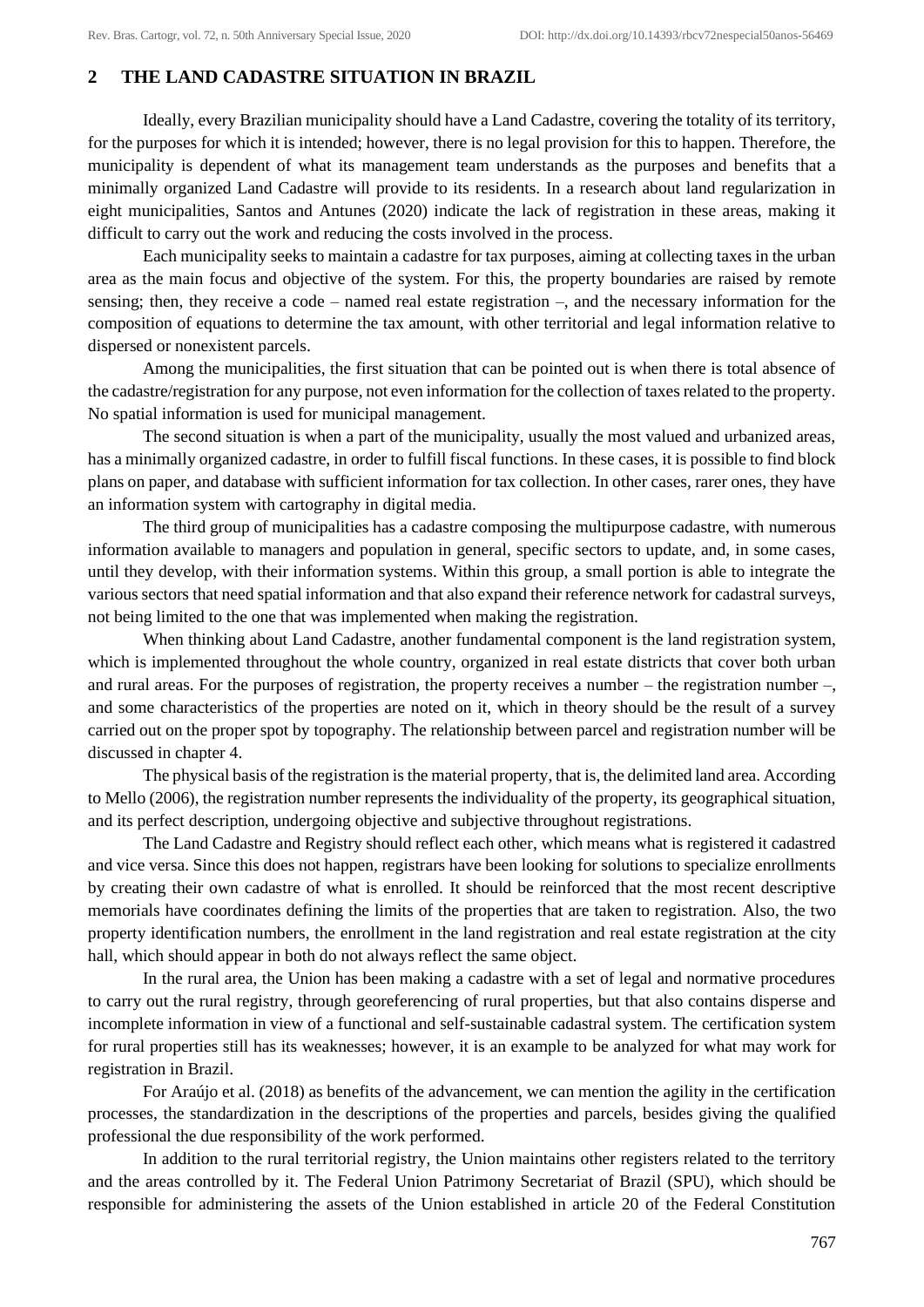## 2 THE LAND CADASTRE SITUATION IN BRAZIL

Ideally, every Brazilian municipality should have a Land Cadastre, covering the totality of its territory, for the purposes for which it is intended; however, there is no legal provision for this to happen. Therefore, the municipality is dependent of what its management team understands as the purposes and benefits that a minimally organized Land Cadastre will provide to its residents. In a research about land regularization in eight municipalities, Santos and Antunes (2020) indicate the lack of registration in these areas, making it difficult to carry out the work and reducing the costs involved in the process.

Each municipality seeks to maintain a cadastre for tax purposes, aiming at collecting taxes in the urban area as the main focus and objective of the system. For this, the property boundaries are raised by remote sensing; then, they receive a code – named real estate registration –, and the necessary information for the composition of equations to determine the tax amount, with other territorial and legal information relative to dispersed or nonexistent parcels.

Among the municipalities, the first situation that can be pointed out is when there is total absence of the cadastre/registration for any purpose, not even information for the collection of taxes related to the property. No spatial information is used for municipal management.

The second situation is when a part of the municipality, usually the most valued and urbanized areas, has a minimally organized cadastre, in order to fulfill fiscal functions. In these cases, it is possible to find block plans on paper, and database with sufficient information for tax collection. In other cases, rarer ones, they have an information system with cartography in digital media.

The third group of municipalities has a cadastre composing the multipurpose cadastre, with numerous information available to managers and population in general, specific sectors to update, and, in some cases, until they develop, with their information systems. Within this group, a small portion is able to integrate the various sectors that need spatial information and that also expand their reference network for cadastral surveys, not being limited to the one that was implemented when making the registration.

When thinking about Land Cadastre, another fundamental component is the land registration system, which is implemented throughout the whole country, organized in real estate districts that cover both urban and rural areas. For the purposes of registration, the property receives a number – the registration number –, and some characteristics of the properties are noted on it, which in theory should be the result of a survey carried out on the proper spot by topography. The relationship between parcel and registration number will be discussed in chapter 4.

The physical basis of the registration is the material property, that is, the delimited land area. According to Mello (2006), the registration number represents the individuality of the property, its geographical situation, and its perfect description, undergoing objective and subjective throughout registrations.

The Land Cadastre and Registry should reflect each other, which means what is registered it cadastred and vice versa. Since this does not happen, registrars have been looking for solutions to specialize enrollments by creating their own cadastre of what is enrolled. It should be reinforced that the most recent descriptive memorials have coordinates defining the limits of the properties that are taken to registration. Also, the two property identification numbers, the enrollment in the land registration and real estate registration at the city hall, which should appear in both do not always reflect the same object.

In the rural area, the Union has been making a cadastre with a set of legal and normative procedures to carry out the rural registry, through georeferencing of rural properties, but that also contains disperse and incomplete information in view of a functional and self-sustainable cadastral system. The certification system for rural properties still has its weaknesses; however, it is an example to be analyzed for what may work for registration in Brazil.

For Araújo et al. (2018) as benefits of the advancement, we can mention the agility in the certification processes, the standardization in the descriptions of the properties and parcels, besides giving the qualified professional the due responsibility of the work performed.

In addition to the rural territorial registry, the Union maintains other registers related to the territory and the areas controlled by it. The Federal Union Patrimony Secretariat of Brazil (SPU), which should be responsible for administering the assets of the Union established in article 20 of the Federal Constitution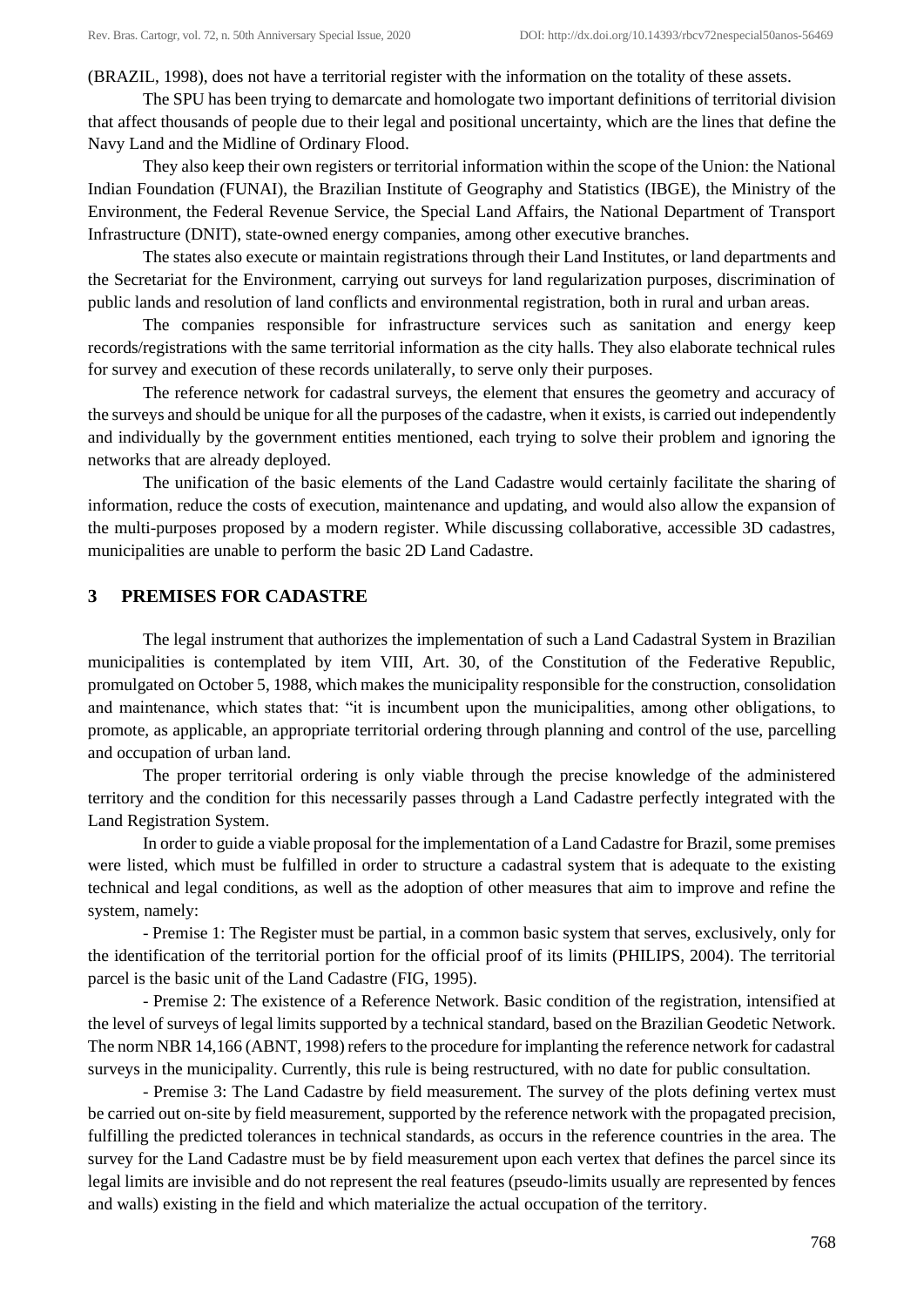(BRAZIL, 1998), does not have a territorial register with the information on the totality of these assets.

The SPU has been trying to demarcate and homologate two important definitions of territorial division that affect thousands of people due to their legal and positional uncertainty, which are the lines that define the Navy Land and the Midline of Ordinary Flood.

They also keep their own registers or territorial information within the scope of the Union: the National Indian Foundation (FUNAI), the Brazilian Institute of Geography and Statistics (IBGE), the Ministry of the Environment, the Federal Revenue Service, the Special Land Affairs, the National Department of Transport Infrastructure (DNIT), state-owned energy companies, among other executive branches.

The states also execute or maintain registrations through their Land Institutes, or land departments and the Secretariat for the Environment, carrying out surveys for land regularization purposes, discrimination of public lands and resolution of land conflicts and environmental registration, both in rural and urban areas.

The companies responsible for infrastructure services such as sanitation and energy keep records/registrations with the same territorial information as the city halls. They also elaborate technical rules for survey and execution of these records unilaterally, to serve only their purposes.

The reference network for cadastral surveys, the element that ensures the geometry and accuracy of the surveys and should be unique for all the purposes of the cadastre, when it exists, is carried out independently and individually by the government entities mentioned, each trying to solve their problem and ignoring the networks that are already deployed.

The unification of the basic elements of the Land Cadastre would certainly facilitate the sharing of information, reduce the costs of execution, maintenance and updating, and would also allow the expansion of the multi-purposes proposed by a modern register. While discussing collaborative, accessible 3D cadastres, municipalities are unable to perform the basic 2D Land Cadastre.

## 3 PREMISES FOR CADASTRE

The legal instrument that authorizes the implementation of such a Land Cadastral System in Brazilian municipalities is contemplated by item VIII, Art. 30, of the Constitution of the Federative Republic, promulgated on October 5, 1988, which makes the municipality responsible for the construction, consolidation and maintenance, which states that: "it is incumbent upon the municipalities, among other obligations, to promote, as applicable, an appropriate territorial ordering through planning and control of the use, parcelling and occupation of urban land.

The proper territorial ordering is only viable through the precise knowledge of the administered territory and the condition for this necessarily passes through a Land Cadastre perfectly integrated with the Land Registration System.

In order to guide a viable proposal for the implementation of a Land Cadastre for Brazil, some premises were listed, which must be fulfilled in order to structure a cadastral system that is adequate to the existing technical and legal conditions, as well as the adoption of other measures that aim to improve and refine the system, namely:

- Premise 1: The Register must be partial, in a common basic system that serves, exclusively, only for the identification of the territorial portion for the official proof of its limits (PHILIPS, 2004). The territorial parcel is the basic unit of the Land Cadastre (FIG, 1995).

- Premise 2: The existence of a Reference Network. Basic condition of the registration, intensified at the level of surveys of legal limits supported by a technical standard, based on the Brazilian Geodetic Network. The norm NBR 14,166 (ABNT, 1998) refers to the procedure for implanting the reference network for cadastral surveys in the municipality. Currently, this rule is being restructured, with no date for public consultation.

- Premise 3: The Land Cadastre by field measurement. The survey of the plots defining vertex must be carried out on-site by field measurement, supported by the reference network with the propagated precision, fulfilling the predicted tolerances in technical standards, as occurs in the reference countries in the area. The survey for the Land Cadastre must be by field measurement upon each vertex that defines the parcel since its legal limits are invisible and do not represent the real features (pseudo-limits usually are represented by fences and walls) existing in the field and which materialize the actual occupation of the territory.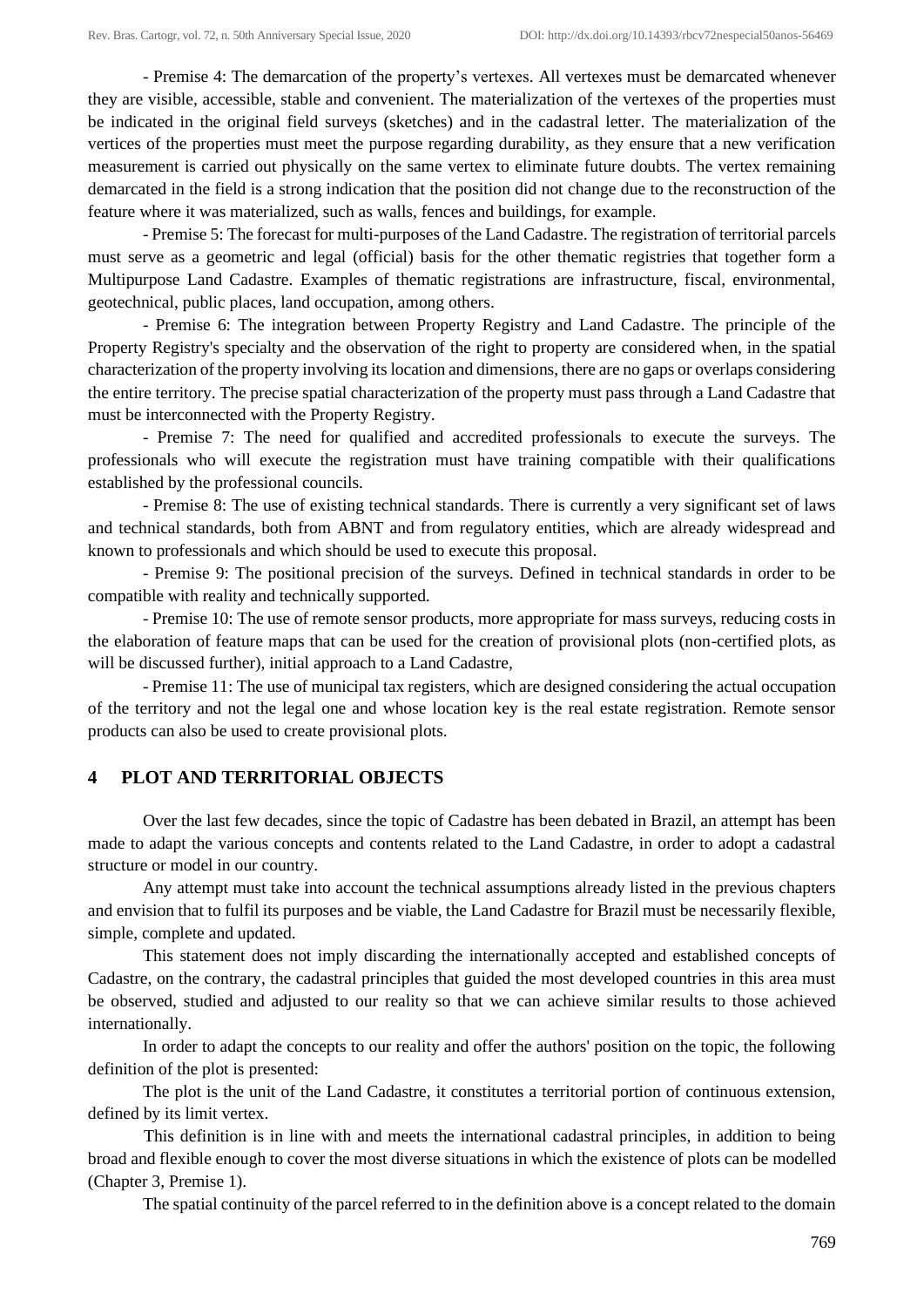- Premise 4: The demarcation of the property's vertexes. All vertexes must be demarcated whenever they are visible, accessible, stable and convenient. The materialization of the vertexes of the properties must be indicated in the original field surveys (sketches) and in the cadastral letter. The materialization of the vertices of the properties must meet the purpose regarding durability, as they ensure that a new verification measurement is carried out physically on the same vertex to eliminate future doubts. The vertex remaining demarcated in the field is a strong indication that the position did not change due to the reconstruction of the feature where it was materialized, such as walls, fences and buildings, for example.

- Premise 5: The forecast for multi-purposes of the Land Cadastre. The registration of territorial parcels must serve as a geometric and legal (official) basis for the other thematic registries that together form a Multipurpose Land Cadastre. Examples of thematic registrations are infrastructure, fiscal, environmental, geotechnical, public places, land occupation, among others.

- Premise 6: The integration between Property Registry and Land Cadastre. The principle of the Property Registry's specialty and the observation of the right to property are considered when, in the spatial characterization of the property involving its location and dimensions, there are no gaps or overlaps considering the entire territory. The precise spatial characterization of the property must pass through a Land Cadastre that must be interconnected with the Property Registry.

- Premise 7: The need for qualified and accredited professionals to execute the surveys. The professionals who will execute the registration must have training compatible with their qualifications established by the professional councils.

- Premise 8: The use of existing technical standards. There is currently a very significant set of laws and technical standards, both from ABNT and from regulatory entities, which are already widespread and known to professionals and which should be used to execute this proposal.

- Premise 9: The positional precision of the surveys. Defined in technical standards in order to be compatible with reality and technically supported.

- Premise 10: The use of remote sensor products, more appropriate for mass surveys, reducing costs in the elaboration of feature maps that can be used for the creation of provisional plots (non-certified plots, as will be discussed further), initial approach to a Land Cadastre,

- Premise 11: The use of municipal tax registers, which are designed considering the actual occupation of the territory and not the legal one and whose location key is the real estate registration. Remote sensor products can also be used to create provisional plots.

## 4 PLOT AND TERRITORIAL OBJECTS

Over the last few decades, since the topic of Cadastre has been debated in Brazil, an attempt has been made to adapt the various concepts and contents related to the Land Cadastre, in order to adopt a cadastral structure or model in our country.

Any attempt must take into account the technical assumptions already listed in the previous chapters and envision that to fulfil its purposes and be viable, the Land Cadastre for Brazil must be necessarily flexible, simple, complete and updated.

This statement does not imply discarding the internationally accepted and established concepts of Cadastre, on the contrary, the cadastral principles that guided the most developed countries in this area must be observed, studied and adjusted to our reality so that we can achieve similar results to those achieved internationally.

In order to adapt the concepts to our reality and offer the authors' position on the topic, the following definition of the plot is presented:

The plot is the unit of the Land Cadastre, it constitutes a territorial portion of continuous extension, defined by its limit vertex.

This definition is in line with and meets the international cadastral principles, in addition to being broad and flexible enough to cover the most diverse situations in which the existence of plots can be modelled (Chapter 3, Premise 1).

The spatial continuity of the parcel referred to in the definition above is a concept related to the domain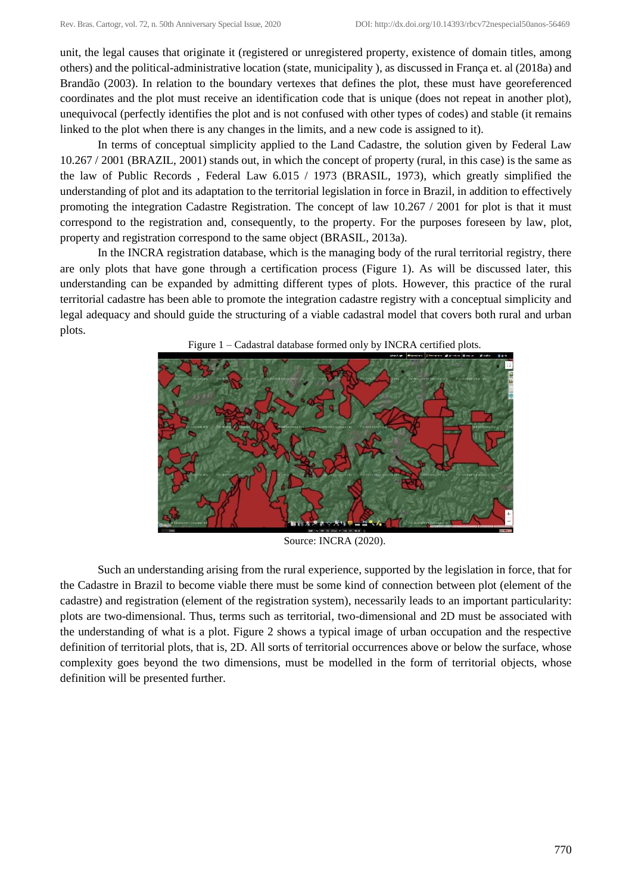unit, the legal causes that originate it (registered or unregistered property, existence of domain titles, among others) and the political-administrative location (state, municipality ), as discussed in França et. al (2018a) and Brandão (2003). In relation to the boundary vertexes that defines the plot, these must have georeferenced coordinates and the plot must receive an identification code that is unique (does not repeat in another plot), unequivocal (perfectly identifies the plot and is not confused with other types of codes) and stable (it remains linked to the plot when there is any changes in the limits, and a new code is assigned to it).

In terms of conceptual simplicity applied to the Land Cadastre, the solution given by Federal Law 10.267 / 2001 (BRAZIL, 2001) stands out, in which the concept of property (rural, in this case) is the same as the law of Public Records , Federal Law 6.015 / 1973 (BRASIL, 1973), which greatly simplified the understanding of plot and its adaptation to the territorial legislation in force in Brazil, in addition to effectively promoting the integration Cadastre Registration. The concept of law 10.267 / 2001 for plot is that it must correspond to the registration and, consequently, to the property. For the purposes foreseen by law, plot, property and registration correspond to the same object (BRASIL, 2013a).

In the INCRA registration database, which is the managing body of the rural territorial registry, there are only plots that have gone through a certification process (Figure 1). As will be discussed later, this understanding can be expanded by admitting different types of plots. However, this practice of the rural territorial cadastre has been able to promote the integration cadastre registry with a conceptual simplicity and legal adequacy and should guide the structuring of a viable cadastral model that covers both rural and urban plots.

Figure 1 – Cadastral database formed only by INCRA certified plots.

Source: INCRA (2020).

Such an understanding arising from the rural experience, supported by the legislation in force, that for the Cadastre in Brazil to become viable there must be some kind of connection between plot (element of the cadastre) and registration (element of the registration system), necessarily leads to an important particularity: plots are two-dimensional. Thus, terms such as territorial, two-dimensional and 2D must be associated with the understanding of what is a plot. Figure 2 shows a typical image of urban occupation and the respective definition of territorial plots, that is, 2D. All sorts of territorial occurrences above or below the surface, whose complexity goes beyond the two dimensions, must be modelled in the form of territorial objects, whose definition will be presented further.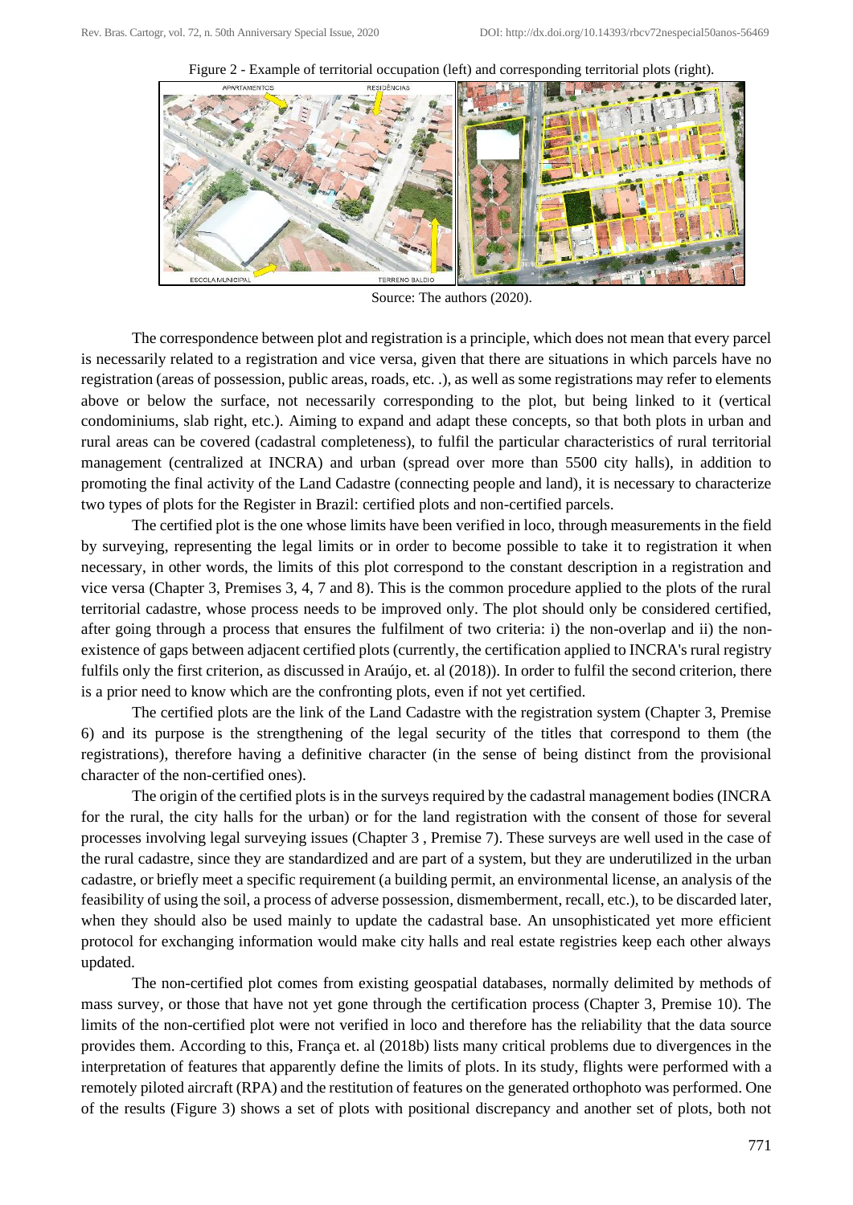Figure 2 - Example of territorial occupation (left) and corresponding territorial plots (right).

Source: The authors (2020).

The correspondence between plot and registration is a principle, which does not mean that every parcel is necessarily related to a registration and vice versa, given that there are situations in which parcels have no registration (areas of possession, public areas, roads, etc. .), as well as some registrations may refer to elements above or below the surface, not necessarily corresponding to the plot, but being linked to it (vertical condominiums, slab right, etc.). Aiming to expand and adapt these concepts, so that both plots in urban and rural areas can be covered (cadastral completeness), to fulfil the particular characteristics of rural territorial management (centralized at INCRA) and urban (spread over more than 5500 city halls), in addition to promoting the final activity of the Land Cadastre (connecting people and land), it is necessary to characterize two types of plots for the Register in Brazil: certified plots and non-certified parcels.

The certified plot is the one whose limits have been verified in loco, through measurements in the field by surveying, representing the legal limits or in order to become possible to take it to registration it when necessary, in other words, the limits of this plot correspond to the constant description in a registration and vice versa (Chapter 3, Premises 3, 4, 7 and 8). This is the common procedure applied to the plots of the rural territorial cadastre, whose process needs to be improved only. The plot should only be considered certified, after going through a process that ensures the fulfilment of two criteria: i) the non-overlap and ii) the non-existence of gaps between adjacent certified plots (currently, the certification applied to INCRA's rural registry fulfils only the first criterion, as discussed in Araújo, et. al (2018)). In order to fulfil the second criterion, there is a prior need to know which are the confronting plots, even if not yet certified.

The certified plots are the link of the Land Cadastre with the registration system (Chapter 3, Premise 6) and its purpose is the strengthening of the legal security of the titles that correspond to them (the registrations), therefore having a definitive character (in the sense of being distinct from the provisional character of the non-certified ones).

The origin of the certified plots is in the surveys required by the cadastral management bodies (INCRA for the rural, the city halls for the urban) or for the land registration with the consent of those for several processes involving legal surveying issues (Chapter 3 , Premise 7). These surveys are well used in the case of the rural cadastre, since they are standardized and are part of a system, but they are underutilized in the urban cadastre, or briefly meet a specific requirement (a building permit, an environmental license, an analysis of the feasibility of using the soil, a process of adverse possession, dismemberment, recall, etc.), to be discarded later, when they should also be used mainly to update the cadastral base. An unsophisticated yet more efficient protocol for exchanging information would make city halls and real estate registries keep each other always updated.

The non-certified plot comes from existing geospatial databases, normally delimited by methods of mass survey, or those that have not yet gone through the certification process (Chapter 3, Premise 10). The limits of the non-certified plot were not verified in loco and therefore has the reliability that the data source provides them. According to this, França et. al (2018b) lists many critical problems due to divergences in the interpretation of features that apparently define the limits of plots. In its study, flights were performed with a remotely piloted aircraft (RPA) and the restitution of features on the generated orthophoto was performed. One of the results (Figure 3) shows a set of plots with positional discrepancy and another set of plots, both not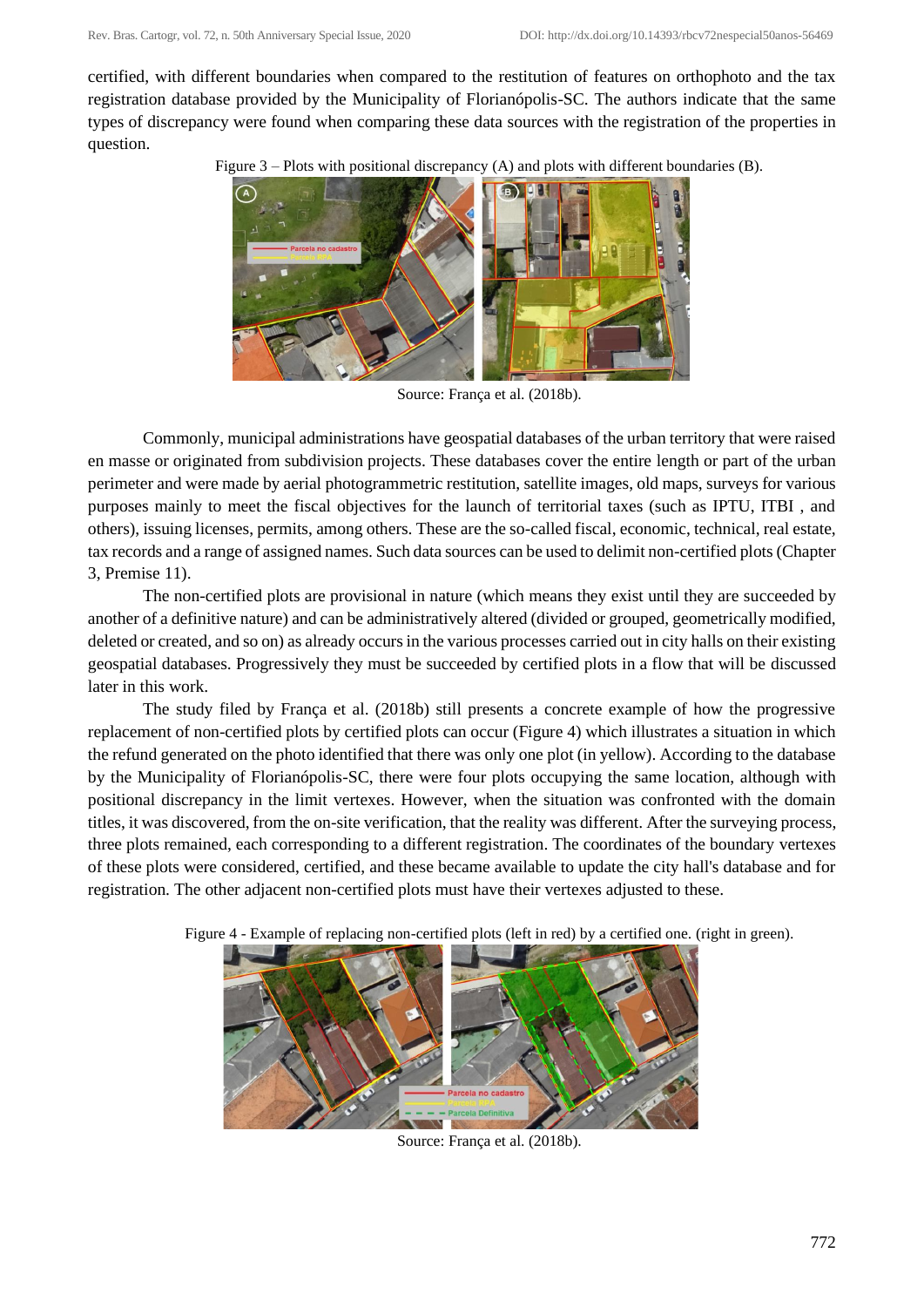certified, with different boundaries when compared to the restitution of features on orthophoto and the tax registration database provided by the Municipality of Florianópolis-SC. The authors indicate that the same types of discrepancy were found when comparing these data sources with the registration of the properties in question.

Figure 3 – Plots with positional discrepancy (A) and plots with different boundaries (B).

Source: França et al. (2018b).

Commonly, municipal administrations have geospatial databases of the urban territory that were raised en masse or originated from subdivision projects. These databases cover the entire length or part of the urban perimeter and were made by aerial photogrammetric restitution, satellite images, old maps, surveys for various purposes mainly to meet the fiscal objectives for the launch of territorial taxes (such as IPTU, ITBI , and others), issuing licenses, permits, among others. These are the so-called fiscal, economic, technical, real estate, tax records and a range of assigned names. Such data sources can be used to delimit non-certified plots (Chapter 3, Premise 11).

The non-certified plots are provisional in nature (which means they exist until they are succeeded by another of a definitive nature) and can be administratively altered (divided or grouped, geometrically modified, deleted or created, and so on) as already occurs in the various processes carried out in city halls on their existing geospatial databases. Progressively they must be succeeded by certified plots in a flow that will be discussed later in this work.

The study filed by França et al. (2018b) still presents a concrete example of how the progressive replacement of non-certified plots by certified plots can occur (Figure 4) which illustrates a situation in which the refund generated on the photo identified that there was only one plot (in yellow). According to the database by the Municipality of Florianópolis-SC, there were four plots occupying the same location, although with positional discrepancy in the limit vertexes. However, when the situation was confronted with the domain titles, it was discovered, from the on-site verification, that the reality was different. After the surveying process, three plots remained, each corresponding to a different registration. The coordinates of the boundary vertexes of these plots were considered, certified, and these became available to update the city hall's database and for registration. The other adjacent non-certified plots must have their vertexes adjusted to these.

Figure 4 - Example of replacing non-certified plots (left in red) by a certified one. (right in green).

Source: França et al. (2018b).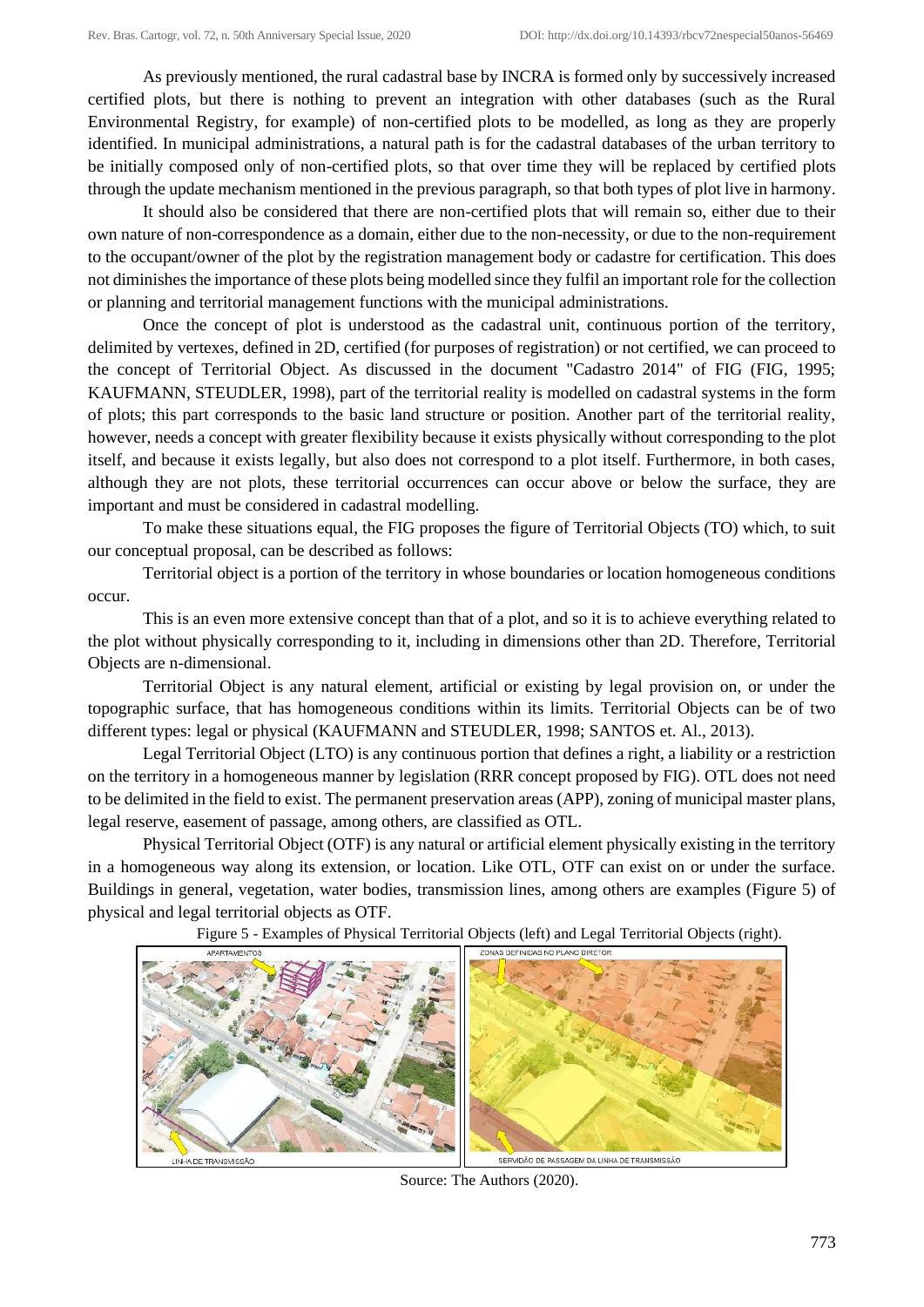As previously mentioned, the rural cadastral base by INCRA is formed only by successively increased certified plots, but there is nothing to prevent an integration with other databases (such as the Rural Environmental Registry, for example) of non-certified plots to be modelled, as long as they are properly identified. In municipal administrations, a natural path is for the cadastral databases of the urban territory to be initially composed only of non-certified plots, so that over time they will be replaced by certified plots through the update mechanism mentioned in the previous paragraph, so that both types of plot live in harmony.

It should also be considered that there are non-certified plots that will remain so, either due to their own nature of non-correspondence as a domain, either due to the non-necessity, or due to the non-requirement to the occupant/owner of the plot by the registration management body or cadastre for certification. This does not diminishes the importance of these plots being modelled since they fulfil an important role for the collection or planning and territorial management functions with the municipal administrations.

Once the concept of plot is understood as the cadastral unit, continuous portion of the territory, delimited by vertexes, defined in 2D, certified (for purposes of registration) or not certified, we can proceed to the concept of Territorial Object. As discussed in the document "Cadastro 2014" of FIG (FIG, 1995; KAUFMANN, STEUDLER, 1998), part of the territorial reality is modelled on cadastral systems in the form of plots; this part corresponds to the basic land structure or position. Another part of the territorial reality, however, needs a concept with greater flexibility because it exists physically without corresponding to the plot itself, and because it exists legally, but also does not correspond to a plot itself. Furthermore, in both cases, although they are not plots, these territorial occurrences can occur above or below the surface, they are important and must be considered in cadastral modelling.

To make these situations equal, the FIG proposes the figure of Territorial Objects (TO) which, to suit our conceptual proposal, can be described as follows:

Territorial object is a portion of the territory in whose boundaries or location homogeneous conditions occur.

This is an even more extensive concept than that of a plot, and so it is to achieve everything related to the plot without physically corresponding to it, including in dimensions other than 2D. Therefore, Territorial Objects are n-dimensional.

Territorial Object is any natural element, artificial or existing by legal provision on, or under the topographic surface, that has homogeneous conditions within its limits. Territorial Objects can be of two different types: legal or physical (KAUFMANN and STEUDLER, 1998; SANTOS et. Al., 2013).

Legal Territorial Object (LTO) is any continuous portion that defines a right, a liability or a restriction on the territory in a homogeneous manner by legislation (RRR concept proposed by FIG). OTL does not need to be delimited in the field to exist. The permanent preservation areas (APP), zoning of municipal master plans, legal reserve, easement of passage, among others, are classified as OTL.

Physical Territorial Object (OTF) is any natural or artificial element physically existing in the territory in a homogeneous way along its extension, or location. Like OTL, OTF can exist on or under the surface. Buildings in general, vegetation, water bodies, transmission lines, among others are examples (Figure 5) of physical and legal territorial objects as OTF.

Figure 5 - Examples of Physical Territorial Objects (left) and Legal Territorial Objects (right).

Source: The Authors (2020).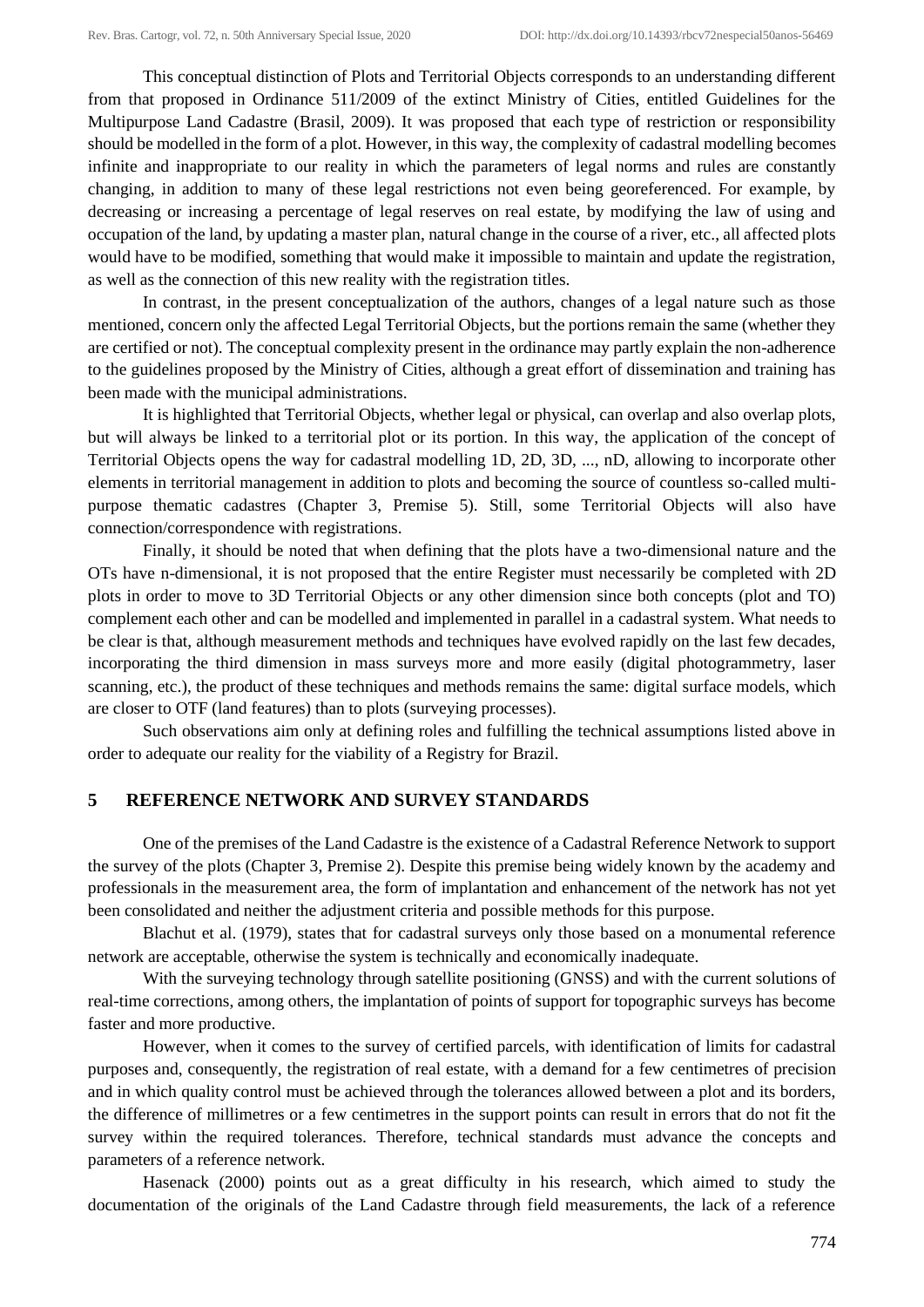This conceptual distinction of Plots and Territorial Objects corresponds to an understanding different from that proposed in Ordinance 511/2009 of the extinct Ministry of Cities, entitled Guidelines for the Multipurpose Land Cadastre (Brasil, 2009). It was proposed that each type of restriction or responsibility should be modelled in the form of a plot. However, in this way, the complexity of cadastral modelling becomes infinite and inappropriate to our reality in which the parameters of legal norms and rules are constantly changing, in addition to many of these legal restrictions not even being georeferenced. For example, by decreasing or increasing a percentage of legal reserves on real estate, by modifying the law of using and occupation of the land, by updating a master plan, natural change in the course of a river, etc., all affected plots would have to be modified, something that would make it impossible to maintain and update the registration, as well as the connection of this new reality with the registration titles.

In contrast, in the present conceptualization of the authors, changes of a legal nature such as those mentioned, concern only the affected Legal Territorial Objects, but the portions remain the same (whether they are certified or not). The conceptual complexity present in the ordinance may partly explain the non-adherence to the guidelines proposed by the Ministry of Cities, although a great effort of dissemination and training has been made with the municipal administrations.

It is highlighted that Territorial Objects, whether legal or physical, can overlap and also overlap plots, but will always be linked to a territorial plot or its portion. In this way, the application of the concept of Territorial Objects opens the way for cadastral modelling 1D, 2D, 3D, ..., nD, allowing to incorporate other elements in territorial management in addition to plots and becoming the source of countless so-called multi-purpose thematic cadastres (Chapter 3, Premise 5). Still, some Territorial Objects will also have connection/correspondence with registrations.

Finally, it should be noted that when defining that the plots have a two-dimensional nature and the OTs have n-dimensional, it is not proposed that the entire Register must necessarily be completed with 2D plots in order to move to 3D Territorial Objects or any other dimension since both concepts (plot and TO) complement each other and can be modelled and implemented in parallel in a cadastral system. What needs to be clear is that, although measurement methods and techniques have evolved rapidly on the last few decades, incorporating the third dimension in mass surveys more and more easily (digital photogrammetry, laser scanning, etc.), the product of these techniques and methods remains the same: digital surface models, which are closer to OTF (land features) than to plots (surveying processes).

Such observations aim only at defining roles and fulfilling the technical assumptions listed above in order to adequate our reality for the viability of a Registry for Brazil.

## 5 REFERENCE NETWORK AND SURVEY STANDARDS

One of the premises of the Land Cadastre is the existence of a Cadastral Reference Network to support the survey of the plots (Chapter 3, Premise 2). Despite this premise being widely known by the academy and professionals in the measurement area, the form of implantation and enhancement of the network has not yet been consolidated and neither the adjustment criteria and possible methods for this purpose.

Blachut et al. (1979), states that for cadastral surveys only those based on a monumental reference network are acceptable, otherwise the system is technically and economically inadequate.

With the surveying technology through satellite positioning (GNSS) and with the current solutions of real-time corrections, among others, the implantation of points of support for topographic surveys has become faster and more productive.

However, when it comes to the survey of certified parcels, with identification of limits for cadastral purposes and, consequently, the registration of real estate, with a demand for a few centimetres of precision and in which quality control must be achieved through the tolerances allowed between a plot and its borders, the difference of millimetres or a few centimetres in the support points can result in errors that do not fit the survey within the required tolerances. Therefore, technical standards must advance the concepts and parameters of a reference network.

Hasenack (2000) points out as a great difficulty in his research, which aimed to study the documentation of the originals of the Land Cadastre through field measurements, the lack of a reference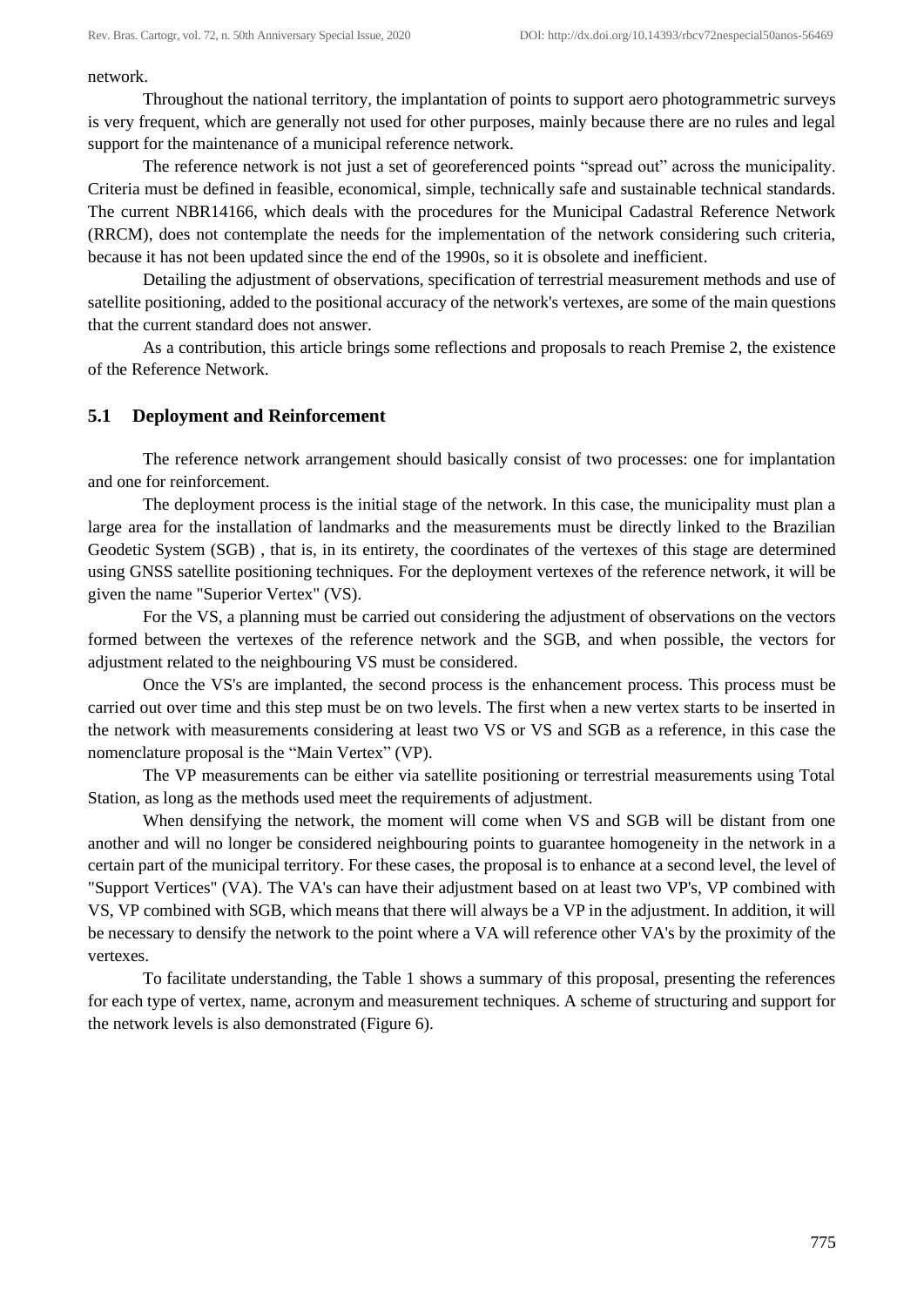network.

Throughout the national territory, the implantation of points to support aero photogrammetric surveys is very frequent, which are generally not used for other purposes, mainly because there are no rules and legal support for the maintenance of a municipal reference network.

The reference network is not just a set of georeferenced points "spread out" across the municipality. Criteria must be defined in feasible, economical, simple, technically safe and sustainable technical standards. The current NBR14166, which deals with the procedures for the Municipal Cadastral Reference Network (RRCM), does not contemplate the needs for the implementation of the network considering such criteria, because it has not been updated since the end of the 1990s, so it is obsolete and inefficient.

Detailing the adjustment of observations, specification of terrestrial measurement methods and use of satellite positioning, added to the positional accuracy of the network's vertexes, are some of the main questions that the current standard does not answer.

As a contribution, this article brings some reflections and proposals to reach Premise 2, the existence of the Reference Network.

## 5.1 Deployment and Reinforcement

The reference network arrangement should basically consist of two processes: one for implantation and one for reinforcement.

The deployment process is the initial stage of the network. In this case, the municipality must plan a large area for the installation of landmarks and the measurements must be directly linked to the Brazilian Geodetic System (SGB) , that is, in its entirety, the coordinates of the vertexes of this stage are determined using GNSS satellite positioning techniques. For the deployment vertexes of the reference network, it will be given the name "Superior Vertex" (VS).

For the VS, a planning must be carried out considering the adjustment of observations on the vectors formed between the vertexes of the reference network and the SGB, and when possible, the vectors for adjustment related to the neighbouring VS must be considered.

Once the VS's are implanted, the second process is the enhancement process. This process must be carried out over time and this step must be on two levels. The first when a new vertex starts to be inserted in the network with measurements considering at least two VS or VS and SGB as a reference, in this case the nomenclature proposal is the "Main Vertex" (VP).

The VP measurements can be either via satellite positioning or terrestrial measurements using Total Station, as long as the methods used meet the requirements of adjustment.

When densifying the network, the moment will come when VS and SGB will be distant from one another and will no longer be considered neighbouring points to guarantee homogeneity in the network in a certain part of the municipal territory. For these cases, the proposal is to enhance at a second level, the level of "Support Vertices" (VA). The VA's can have their adjustment based on at least two VP's, VP combined with VS, VP combined with SGB, which means that there will always be a VP in the adjustment. In addition, it will be necessary to densify the network to the point where a VA will reference other VA's by the proximity of the vertexes.

To facilitate understanding, the Table 1 shows a summary of this proposal, presenting the references for each type of vertex, name, acronym and measurement techniques. A scheme of structuring and support for the network levels is also demonstrated (Figure 6).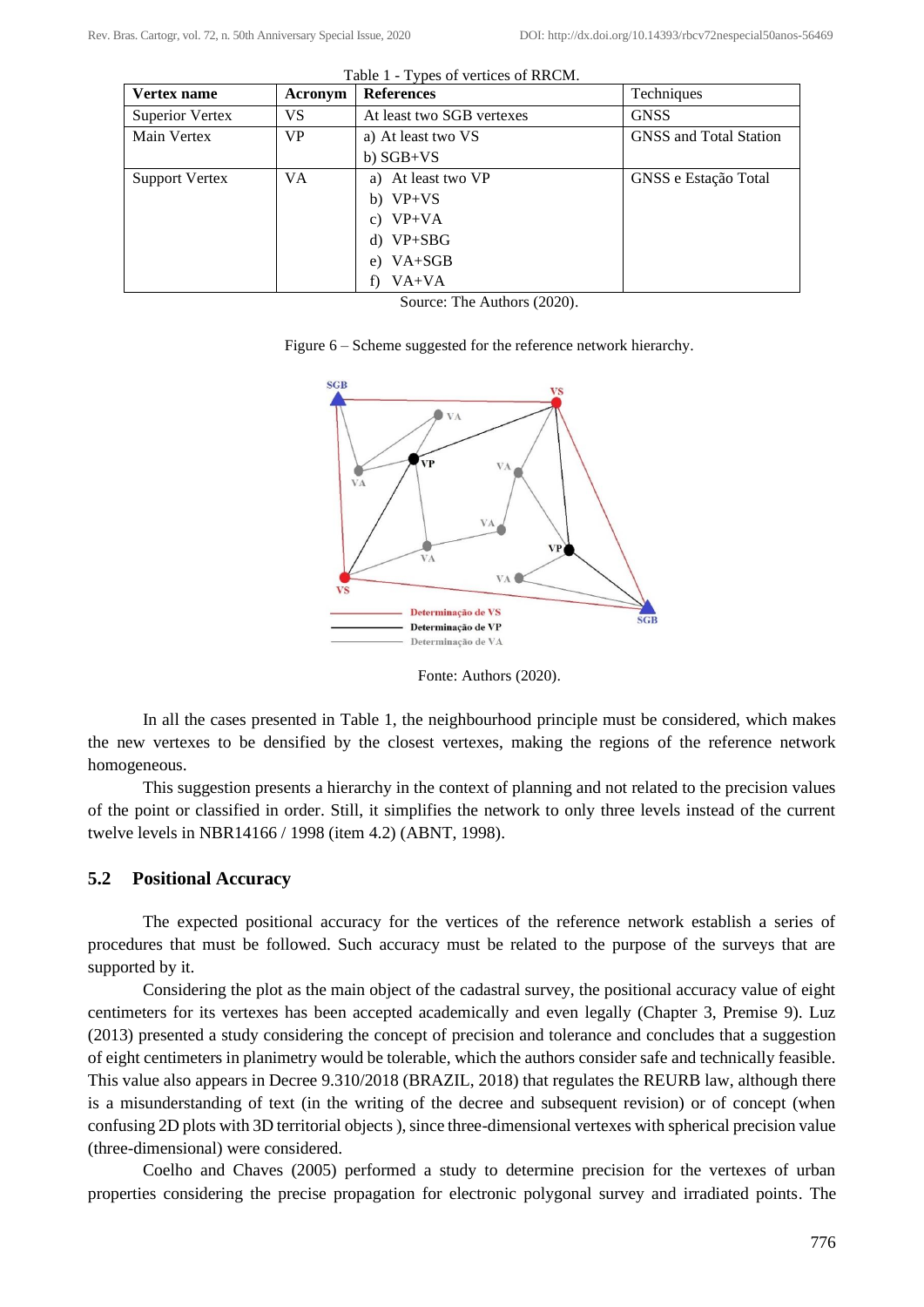Table 1 - Types of vertices of RRCM.

| Vertex name | Acronym | References | Techniques |
|---|---|---|---|
| Superior Vertex | VS | At least two SGB vertexes | GNSS |
| Main Vertex | VP | a) At least two VS<br>b) SGB+VS | GNSS and Total Station |
| Support Vertex | VA | a) At least two VP<br>b) VP+VS<br>c) VP+VA<br>d) VP+SBG<br>e) VA+SGB<br>f) VA+VA | GNSS e Estação Total |

Source: The Authors (2020).

Figure 6 – Scheme suggested for the reference network hierarchy.

Fonte: Authors (2020).

In all the cases presented in Table 1, the neighbourhood principle must be considered, which makes the new vertexes to be densified by the closest vertexes, making the regions of the reference network homogeneous.

This suggestion presents a hierarchy in the context of planning and not related to the precision values of the point or classified in order. Still, it simplifies the network to only three levels instead of the current twelve levels in NBR14166 / 1998 (item 4.2) (ABNT, 1998).

## 5.2 Positional Accuracy

The expected positional accuracy for the vertices of the reference network establish a series of procedures that must be followed. Such accuracy must be related to the purpose of the surveys that are supported by it.

Considering the plot as the main object of the cadastral survey, the positional accuracy value of eight centimeters for its vertexes has been accepted academically and even legally (Chapter 3, Premise 9). Luz (2013) presented a study considering the concept of precision and tolerance and concludes that a suggestion of eight centimeters in planimetry would be tolerable, which the authors consider safe and technically feasible. This value also appears in Decree 9.310/2018 (BRAZIL, 2018) that regulates the REURB law, although there is a misunderstanding of text (in the writing of the decree and subsequent revision) or of concept (when confusing 2D plots with 3D territorial objects ), since three-dimensional vertexes with spherical precision value (three-dimensional) were considered.

Coelho and Chaves (2005) performed a study to determine precision for the vertexes of urban properties considering the precise propagation for electronic polygonal survey and irradiated points. The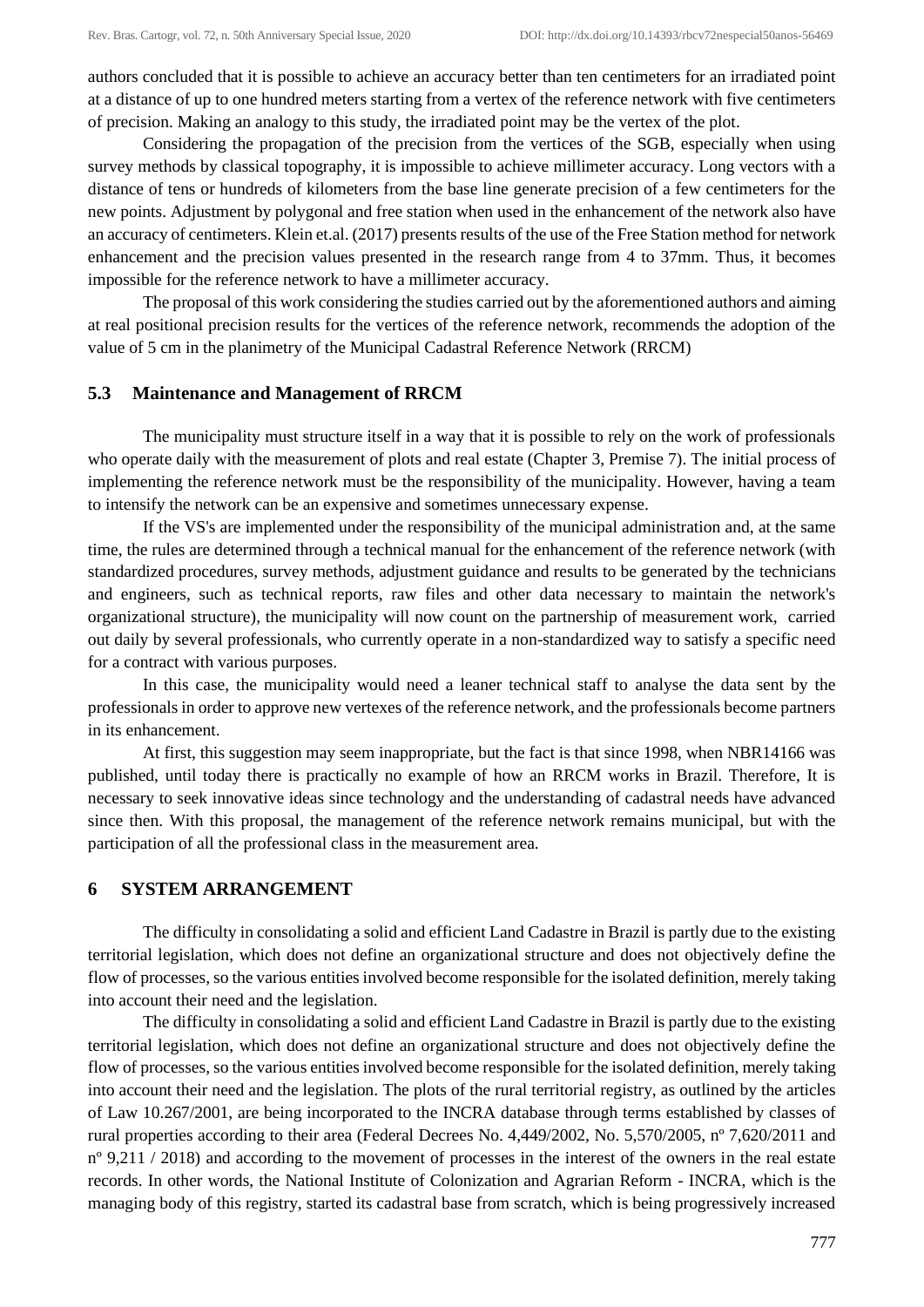authors concluded that it is possible to achieve an accuracy better than ten centimeters for an irradiated point at a distance of up to one hundred meters starting from a vertex of the reference network with five centimeters of precision. Making an analogy to this study, the irradiated point may be the vertex of the plot.

Considering the propagation of the precision from the vertices of the SGB, especially when using survey methods by classical topography, it is impossible to achieve millimeter accuracy. Long vectors with a distance of tens or hundreds of kilometers from the base line generate precision of a few centimeters for the new points. Adjustment by polygonal and free station when used in the enhancement of the network also have an accuracy of centimeters. Klein et.al. (2017) presents results of the use of the Free Station method for network enhancement and the precision values presented in the research range from 4 to 37mm. Thus, it becomes impossible for the reference network to have a millimeter accuracy.

The proposal of this work considering the studies carried out by the aforementioned authors and aiming at real positional precision results for the vertices of the reference network, recommends the adoption of the value of 5 cm in the planimetry of the Municipal Cadastral Reference Network (RRCM)

### 5.3 Maintenance and Management of RRCM

The municipality must structure itself in a way that it is possible to rely on the work of professionals who operate daily with the measurement of plots and real estate (Chapter 3, Premise 7). The initial process of implementing the reference network must be the responsibility of the municipality. However, having a team to intensify the network can be an expensive and sometimes unnecessary expense.

If the VS's are implemented under the responsibility of the municipal administration and, at the same time, the rules are determined through a technical manual for the enhancement of the reference network (with standardized procedures, survey methods, adjustment guidance and results to be generated by the technicians and engineers, such as technical reports, raw files and other data necessary to maintain the network's organizational structure), the municipality will now count on the partnership of measurement work, carried out daily by several professionals, who currently operate in a non-standardized way to satisfy a specific need for a contract with various purposes.

In this case, the municipality would need a leaner technical staff to analyse the data sent by the professionals in order to approve new vertexes of the reference network, and the professionals become partners in its enhancement.

At first, this suggestion may seem inappropriate, but the fact is that since 1998, when NBR14166 was published, until today there is practically no example of how an RRCM works in Brazil. Therefore, It is necessary to seek innovative ideas since technology and the understanding of cadastral needs have advanced since then. With this proposal, the management of the reference network remains municipal, but with the participation of all the professional class in the measurement area.

## 6 SYSTEM ARRANGEMENT

The difficulty in consolidating a solid and efficient Land Cadastre in Brazil is partly due to the existing territorial legislation, which does not define an organizational structure and does not objectively define the flow of processes, so the various entities involved become responsible for the isolated definition, merely taking into account their need and the legislation.

The difficulty in consolidating a solid and efficient Land Cadastre in Brazil is partly due to the existing territorial legislation, which does not define an organizational structure and does not objectively define the flow of processes, so the various entities involved become responsible for the isolated definition, merely taking into account their need and the legislation. The plots of the rural territorial registry, as outlined by the articles of Law 10.267/2001, are being incorporated to the INCRA database through terms established by classes of rural properties according to their area (Federal Decrees No. 4,449/2002, No. 5,570/2005, nº 7,620/2011 and nº 9,211 / 2018) and according to the movement of processes in the interest of the owners in the real estate records. In other words, the National Institute of Colonization and Agrarian Reform - INCRA, which is the managing body of this registry, started its cadastral base from scratch, which is being progressively increased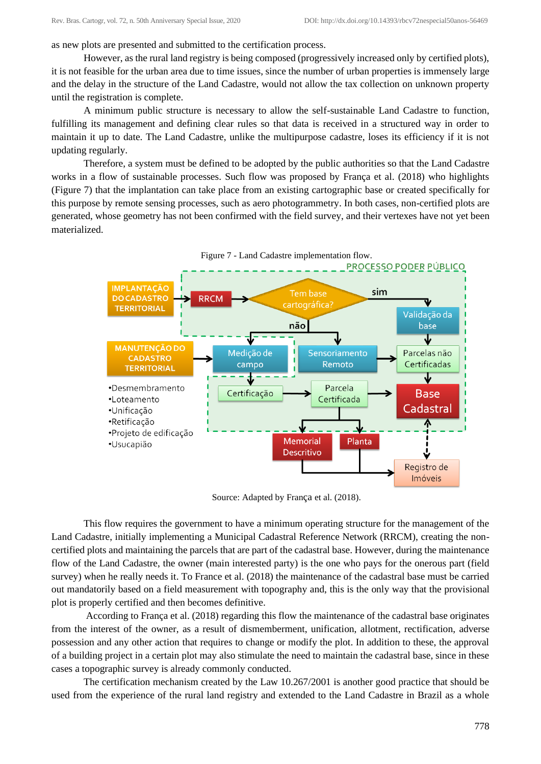as new plots are presented and submitted to the certification process.

However, as the rural land registry is being composed (progressively increased only by certified plots), it is not feasible for the urban area due to time issues, since the number of urban properties is immensely large and the delay in the structure of the Land Cadastre, would not allow the tax collection on unknown property until the registration is complete.

A minimum public structure is necessary to allow the self-sustainable Land Cadastre to function, fulfilling its management and defining clear rules so that data is received in a structured way in order to maintain it up to date. The Land Cadastre, unlike the multipurpose cadastre, loses its efficiency if it is not updating regularly.

Therefore, a system must be defined to be adopted by the public authorities so that the Land Cadastre works in a flow of sustainable processes. Such flow was proposed by França et al. (2018) who highlights (Figure 7) that the implantation can take place from an existing cartographic base or created specifically for this purpose by remote sensing processes, such as aero photogrammetry. In both cases, non-certified plots are generated, whose geometry has not been confirmed with the field survey, and their vertexes have not yet been materialized.

Figure 7 - Land Cadastre implementation flow.

PROCESSO PODER PÚBLICO

IMPLANTAÇÃO DO CADASTRO TERRITORIAL → RRCM → Tem base cartográfica? — sim → Validação da base → Parcelas não Certificadas → Base Cadastral

não → Medição de campo / Sensoriamento Remoto

MANUTENÇÃO DO CADASTRO TERRITORIAL → Medição de campo → Certificação → Parcela Certificada → Base Cadastral

Parcela Certificada → Memorial Descritivo / Planta → Registro de Imóveis ↔ Base Cadastral

- •Desmembramento
- •Loteamento
- •Unificação
- •Retificação
- •Projeto de edificação
- •Usucapião

Source: Adapted by França et al. (2018).

This flow requires the government to have a minimum operating structure for the management of the Land Cadastre, initially implementing a Municipal Cadastral Reference Network (RRCM), creating the non-certified plots and maintaining the parcels that are part of the cadastral base. However, during the maintenance flow of the Land Cadastre, the owner (main interested party) is the one who pays for the onerous part (field survey) when he really needs it. To France et al. (2018) the maintenance of the cadastral base must be carried out mandatorily based on a field measurement with topography and, this is the only way that the provisional plot is properly certified and then becomes definitive.

According to França et al. (2018) regarding this flow the maintenance of the cadastral base originates from the interest of the owner, as a result of dismemberment, unification, allotment, rectification, adverse possession and any other action that requires to change or modify the plot. In addition to these, the approval of a building project in a certain plot may also stimulate the need to maintain the cadastral base, since in these cases a topographic survey is already commonly conducted.

The certification mechanism created by the Law 10.267/2001 is another good practice that should be used from the experience of the rural land registry and extended to the Land Cadastre in Brazil as a whole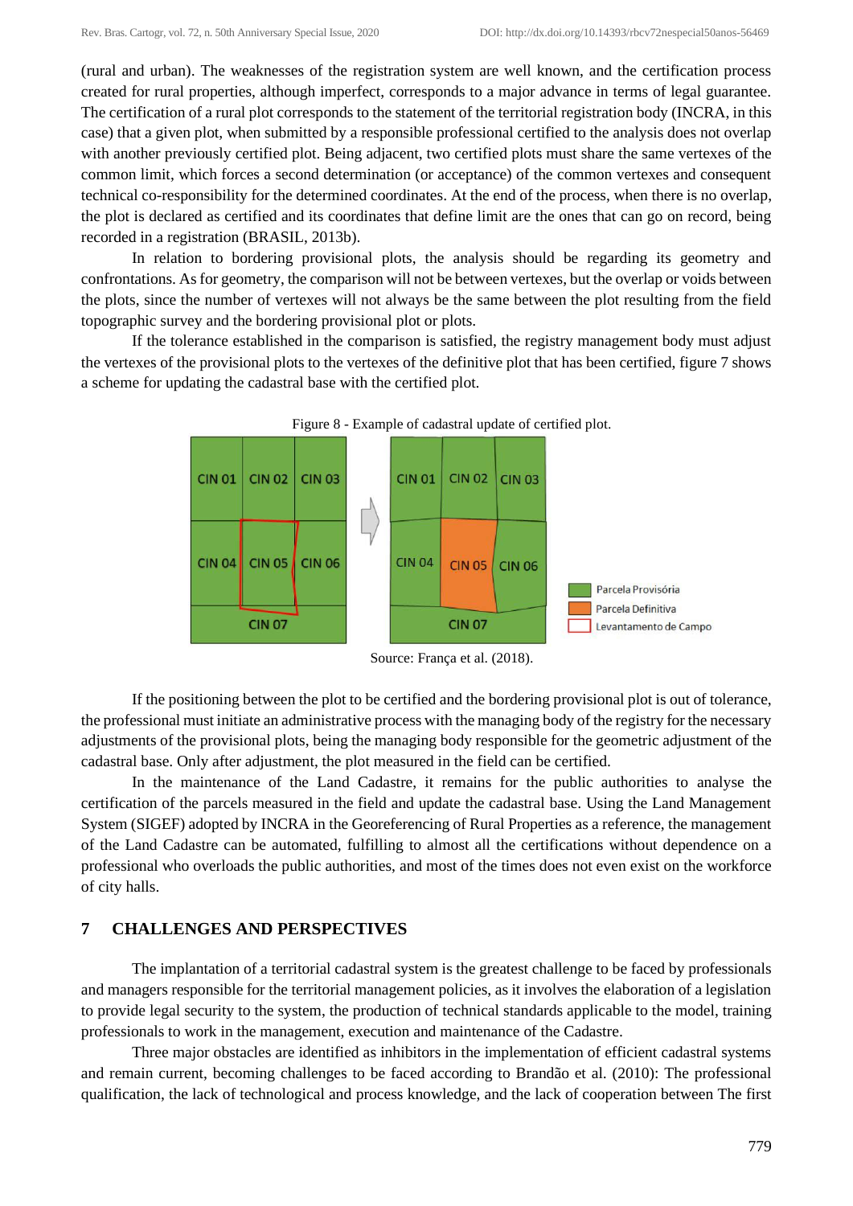(rural and urban). The weaknesses of the registration system are well known, and the certification process created for rural properties, although imperfect, corresponds to a major advance in terms of legal guarantee. The certification of a rural plot corresponds to the statement of the territorial registration body (INCRA, in this case) that a given plot, when submitted by a responsible professional certified to the analysis does not overlap with another previously certified plot. Being adjacent, two certified plots must share the same vertexes of the common limit, which forces a second determination (or acceptance) of the common vertexes and consequent technical co-responsibility for the determined coordinates. At the end of the process, when there is no overlap, the plot is declared as certified and its coordinates that define limit are the ones that can go on record, being recorded in a registration (BRASIL, 2013b).

In relation to bordering provisional plots, the analysis should be regarding its geometry and confrontations. As for geometry, the comparison will not be between vertexes, but the overlap or voids between the plots, since the number of vertexes will not always be the same between the plot resulting from the field topographic survey and the bordering provisional plot or plots.

If the tolerance established in the comparison is satisfied, the registry management body must adjust the vertexes of the provisional plots to the vertexes of the definitive plot that has been certified, figure 7 shows a scheme for updating the cadastral base with the certified plot.

Figure 8 - Example of cadastral update of certified plot.

Source: França et al. (2018).

If the positioning between the plot to be certified and the bordering provisional plot is out of tolerance, the professional must initiate an administrative process with the managing body of the registry for the necessary adjustments of the provisional plots, being the managing body responsible for the geometric adjustment of the cadastral base. Only after adjustment, the plot measured in the field can be certified.

In the maintenance of the Land Cadastre, it remains for the public authorities to analyse the certification of the parcels measured in the field and update the cadastral base. Using the Land Management System (SIGEF) adopted by INCRA in the Georeferencing of Rural Properties as a reference, the management of the Land Cadastre can be automated, fulfilling to almost all the certifications without dependence on a professional who overloads the public authorities, and most of the times does not even exist on the workforce of city halls.

## 7 CHALLENGES AND PERSPECTIVES

The implantation of a territorial cadastral system is the greatest challenge to be faced by professionals and managers responsible for the territorial management policies, as it involves the elaboration of a legislation to provide legal security to the system, the production of technical standards applicable to the model, training professionals to work in the management, execution and maintenance of the Cadastre.

Three major obstacles are identified as inhibitors in the implementation of efficient cadastral systems and remain current, becoming challenges to be faced according to Brandão et al. (2010): The professional qualification, the lack of technological and process knowledge, and the lack of cooperation between The first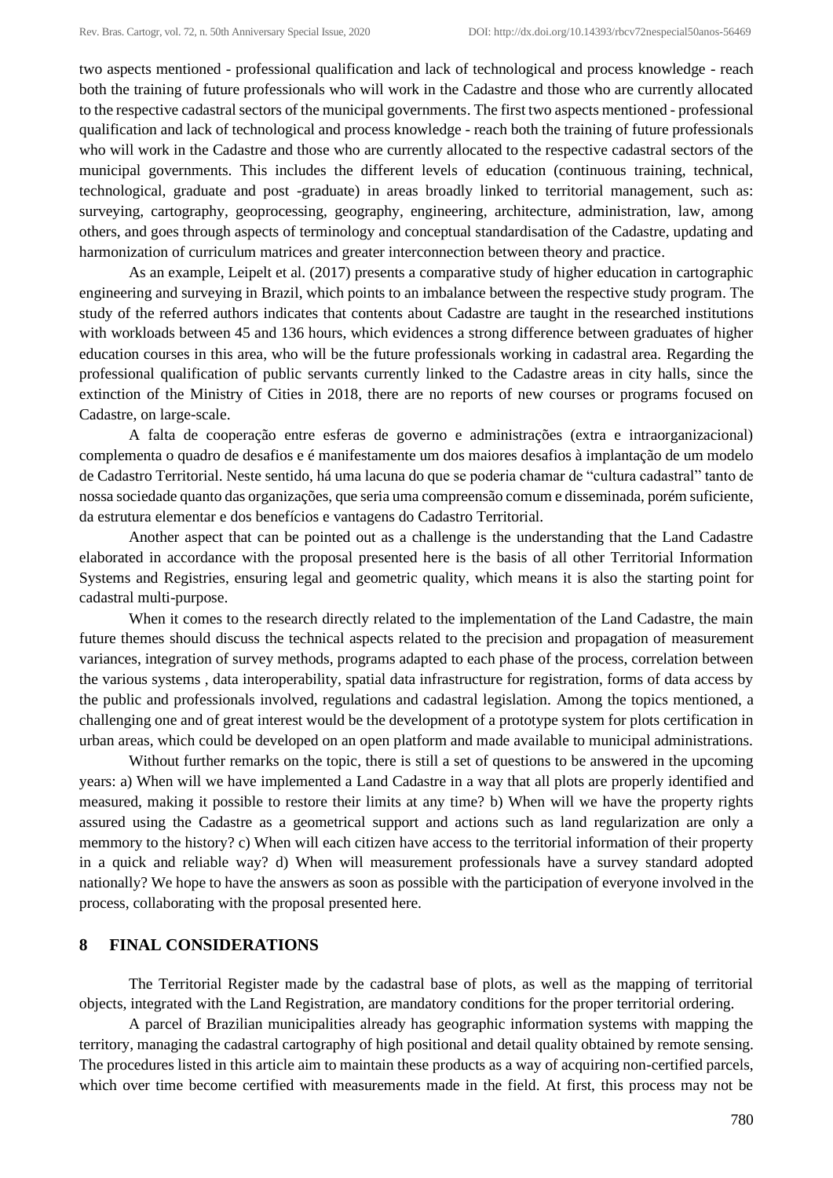two aspects mentioned - professional qualification and lack of technological and process knowledge - reach both the training of future professionals who will work in the Cadastre and those who are currently allocated to the respective cadastral sectors of the municipal governments. The first two aspects mentioned - professional qualification and lack of technological and process knowledge - reach both the training of future professionals who will work in the Cadastre and those who are currently allocated to the respective cadastral sectors of the municipal governments. This includes the different levels of education (continuous training, technical, technological, graduate and post -graduate) in areas broadly linked to territorial management, such as: surveying, cartography, geoprocessing, geography, engineering, architecture, administration, law, among others, and goes through aspects of terminology and conceptual standardisation of the Cadastre, updating and harmonization of curriculum matrices and greater interconnection between theory and practice.

As an example, Leipelt et al. (2017) presents a comparative study of higher education in cartographic engineering and surveying in Brazil, which points to an imbalance between the respective study program. The study of the referred authors indicates that contents about Cadastre are taught in the researched institutions with workloads between 45 and 136 hours, which evidences a strong difference between graduates of higher education courses in this area, who will be the future professionals working in cadastral area. Regarding the professional qualification of public servants currently linked to the Cadastre areas in city halls, since the extinction of the Ministry of Cities in 2018, there are no reports of new courses or programs focused on Cadastre, on large-scale.

A falta de cooperação entre esferas de governo e administrações (extra e intraorganizacional) complementa o quadro de desafios e é manifestamente um dos maiores desafios à implantação de um modelo de Cadastro Territorial. Neste sentido, há uma lacuna do que se poderia chamar de "cultura cadastral" tanto de nossa sociedade quanto das organizações, que seria uma compreensão comum e disseminada, porém suficiente, da estrutura elementar e dos benefícios e vantagens do Cadastro Territorial.

Another aspect that can be pointed out as a challenge is the understanding that the Land Cadastre elaborated in accordance with the proposal presented here is the basis of all other Territorial Information Systems and Registries, ensuring legal and geometric quality, which means it is also the starting point for cadastral multi-purpose.

When it comes to the research directly related to the implementation of the Land Cadastre, the main future themes should discuss the technical aspects related to the precision and propagation of measurement variances, integration of survey methods, programs adapted to each phase of the process, correlation between the various systems , data interoperability, spatial data infrastructure for registration, forms of data access by the public and professionals involved, regulations and cadastral legislation. Among the topics mentioned, a challenging one and of great interest would be the development of a prototype system for plots certification in urban areas, which could be developed on an open platform and made available to municipal administrations.

Without further remarks on the topic, there is still a set of questions to be answered in the upcoming years: a) When will we have implemented a Land Cadastre in a way that all plots are properly identified and measured, making it possible to restore their limits at any time? b) When will we have the property rights assured using the Cadastre as a geometrical support and actions such as land regularization are only a memmory to the history? c) When will each citizen have access to the territorial information of their property in a quick and reliable way? d) When will measurement professionals have a survey standard adopted nationally? We hope to have the answers as soon as possible with the participation of everyone involved in the process, collaborating with the proposal presented here.

## 8 FINAL CONSIDERATIONS

The Territorial Register made by the cadastral base of plots, as well as the mapping of territorial objects, integrated with the Land Registration, are mandatory conditions for the proper territorial ordering.

A parcel of Brazilian municipalities already has geographic information systems with mapping the territory, managing the cadastral cartography of high positional and detail quality obtained by remote sensing. The procedures listed in this article aim to maintain these products as a way of acquiring non-certified parcels, which over time become certified with measurements made in the field. At first, this process may not be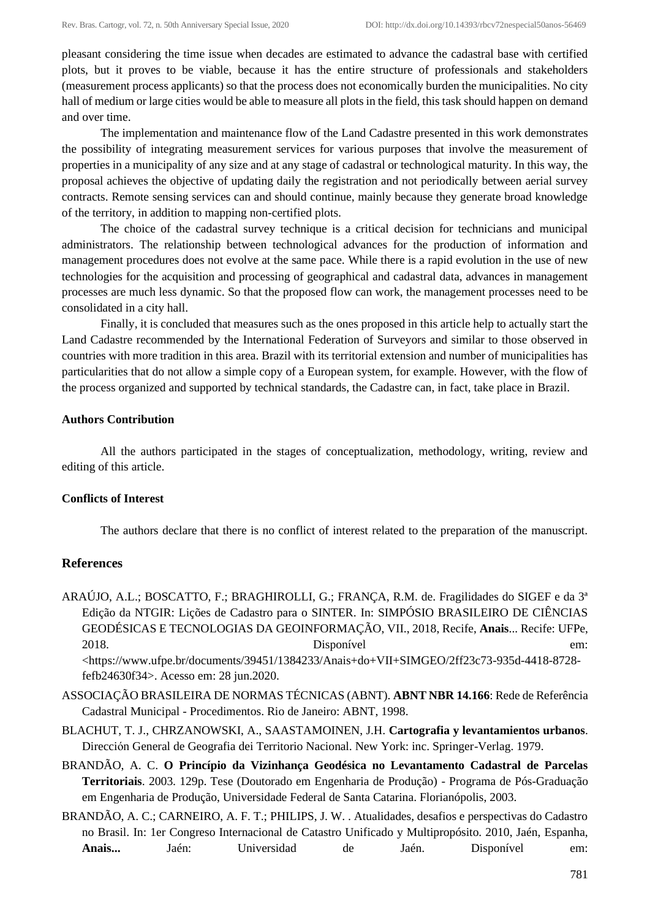pleasant considering the time issue when decades are estimated to advance the cadastral base with certified plots, but it proves to be viable, because it has the entire structure of professionals and stakeholders (measurement process applicants) so that the process does not economically burden the municipalities. No city hall of medium or large cities would be able to measure all plots in the field, this task should happen on demand and over time.

The implementation and maintenance flow of the Land Cadastre presented in this work demonstrates the possibility of integrating measurement services for various purposes that involve the measurement of properties in a municipality of any size and at any stage of cadastral or technological maturity. In this way, the proposal achieves the objective of updating daily the registration and not periodically between aerial survey contracts. Remote sensing services can and should continue, mainly because they generate broad knowledge of the territory, in addition to mapping non-certified plots.

The choice of the cadastral survey technique is a critical decision for technicians and municipal administrators. The relationship between technological advances for the production of information and management procedures does not evolve at the same pace. While there is a rapid evolution in the use of new technologies for the acquisition and processing of geographical and cadastral data, advances in management processes are much less dynamic. So that the proposed flow can work, the management processes need to be consolidated in a city hall.

Finally, it is concluded that measures such as the ones proposed in this article help to actually start the Land Cadastre recommended by the International Federation of Surveyors and similar to those observed in countries with more tradition in this area. Brazil with its territorial extension and number of municipalities has particularities that do not allow a simple copy of a European system, for example. However, with the flow of the process organized and supported by technical standards, the Cadastre can, in fact, take place in Brazil.

**Authors Contribution**

All the authors participated in the stages of conceptualization, methodology, writing, review and editing of this article.

**Conflicts of Interest**

The authors declare that there is no conflict of interest related to the preparation of the manuscript.

## References

ARAÚJO, A.L.; BOSCATTO, F.; BRAGHIROLLI, G.; FRANÇA, R.M. de. Fragilidades do SIGEF e da 3ª Edição da NTGIR: Lições de Cadastro para o SINTER. In: SIMPÓSIO BRASILEIRO DE CIÊNCIAS GEODÉSICAS E TECNOLOGIAS DA GEOINFORMAÇÃO, VII., 2018, Recife, **Anais**... Recife: UFPe, 2018. Disponível em: <https://www.ufpe.br/documents/39451/1384233/Anais+do+VII+SIMGEO/2ff23c73-935d-4418-8728-fefb24630f34>. Acesso em: 28 jun.2020.

ASSOCIAÇÃO BRASILEIRA DE NORMAS TÉCNICAS (ABNT). **ABNT NBR 14.166**: Rede de Referência Cadastral Municipal - Procedimentos. Rio de Janeiro: ABNT, 1998.

BLACHUT, T. J., CHRZANOWSKI, A., SAASTAMOINEN, J.H. **Cartografia y levantamientos urbanos**. Dirección General de Geografia dei Territorio Nacional. New York: inc. Springer-Verlag. 1979.

BRANDÃO, A. C. **O Princípio da Vizinhança Geodésica no Levantamento Cadastral de Parcelas Territoriais**. 2003. 129p. Tese (Doutorado em Engenharia de Produção) - Programa de Pós-Graduação em Engenharia de Produção, Universidade Federal de Santa Catarina. Florianópolis, 2003.

BRANDÃO, A. C.; CARNEIRO, A. F. T.; PHILIPS, J. W. . Atualidades, desafios e perspectivas do Cadastro no Brasil. In: 1er Congreso Internacional de Catastro Unificado y Multipropósito. 2010, Jaén, Espanha, **Anais...** Jaén: Universidad de Jaén. Disponível em: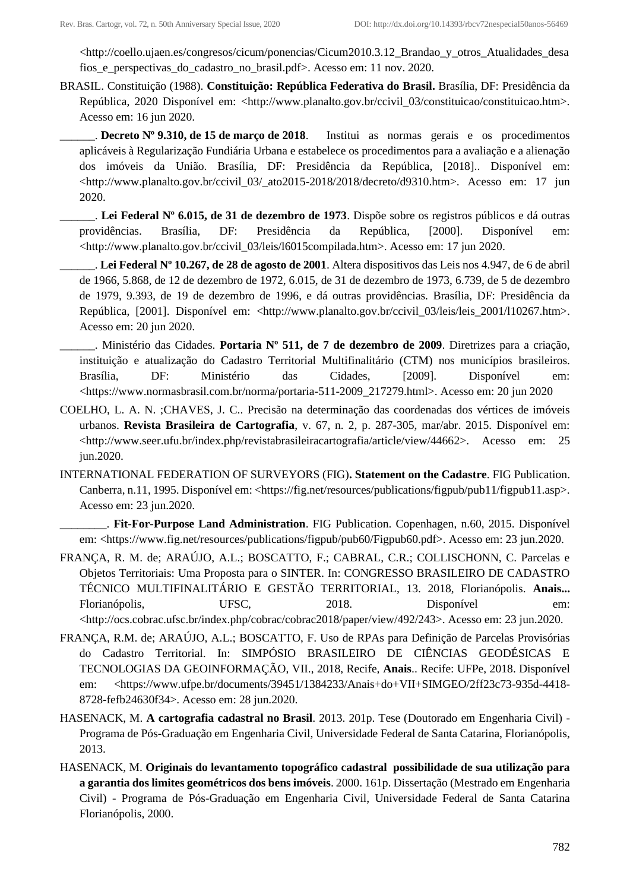<http://coello.ujaen.es/congresos/cicum/ponencias/Cicum2010.3.12_Brandao_y_otros_Atualidades_desafios_e_perspectivas_do_cadastro_no_brasil.pdf>. Acesso em: 11 nov. 2020.

BRASIL. Constituição (1988). **Constituição: República Federativa do Brasil.** Brasília, DF: Presidência da República, 2020 Disponível em: <http://www.planalto.gov.br/ccivil_03/constituicao/constituicao.htm>. Acesso em: 16 jun 2020.

______. **Decreto Nº 9.310, de 15 de março de 2018**. Institui as normas gerais e os procedimentos aplicáveis à Regularização Fundiária Urbana e estabelece os procedimentos para a avaliação e a alienação dos imóveis da União. Brasília, DF: Presidência da República, [2018].. Disponível em: <http://www.planalto.gov.br/ccivil_03/_ato2015-2018/2018/decreto/d9310.htm>. Acesso em: 17 jun 2020.

______. **Lei Federal Nº 6.015, de 31 de dezembro de 1973**. Dispõe sobre os registros públicos e dá outras providências. Brasília, DF: Presidência da República, [2000]. Disponível em: <http://www.planalto.gov.br/ccivil_03/leis/l6015compilada.htm>. Acesso em: 17 jun 2020.

______. **Lei Federal Nº 10.267, de 28 de agosto de 2001**. Altera dispositivos das Leis nos 4.947, de 6 de abril de 1966, 5.868, de 12 de dezembro de 1972, 6.015, de 31 de dezembro de 1973, 6.739, de 5 de dezembro de 1979, 9.393, de 19 de dezembro de 1996, e dá outras providências. Brasília, DF: Presidência da República, [2001]. Disponível em: <http://www.planalto.gov.br/ccivil_03/leis/leis_2001/l10267.htm>. Acesso em: 20 jun 2020.

______. Ministério das Cidades. **Portaria Nº 511, de 7 de dezembro de 2009**. Diretrizes para a criação, instituição e atualização do Cadastro Territorial Multifinalitário (CTM) nos municípios brasileiros. Brasília, DF: Ministério das Cidades, [2009]. Disponível em: <https://www.normasbrasil.com.br/norma/portaria-511-2009_217279.html>. Acesso em: 20 jun 2020

COELHO, L. A. N. ;CHAVES, J. C.. Precisão na determinação das coordenadas dos vértices de imóveis urbanos. **Revista Brasileira de Cartografia**, v. 67, n. 2, p. 287-305, mar/abr. 2015. Disponível em: <http://www.seer.ufu.br/index.php/revistabrasileiracartografia/article/view/44662>. Acesso em: 25 jun.2020.

INTERNATIONAL FEDERATION OF SURVEYORS (FIG)**. Statement on the Cadastre**. FIG Publication. Canberra, n.11, 1995. Disponível em: <https://fig.net/resources/publications/figpub/pub11/figpub11.asp>. Acesso em: 23 jun.2020.

________. **Fit-For-Purpose Land Administration**. FIG Publication. Copenhagen, n.60, 2015. Disponível em: <https://www.fig.net/resources/publications/figpub/pub60/Figpub60.pdf>. Acesso em: 23 jun.2020.

FRANÇA, R. M. de; ARAÚJO, A.L.; BOSCATTO, F.; CABRAL, C.R.; COLLISCHONN, C. Parcelas e Objetos Territoriais: Uma Proposta para o SINTER. In: CONGRESSO BRASILEIRO DE CADASTRO TÉCNICO MULTIFINALITÁRIO E GESTÃO TERRITORIAL, 13. 2018, Florianópolis. **Anais...** Florianópolis, UFSC, 2018. Disponível em: <http://ocs.cobrac.ufsc.br/index.php/cobrac/cobrac2018/paper/view/492/243>. Acesso em: 23 jun.2020.

FRANÇA, R.M. de; ARAÚJO, A.L.; BOSCATTO, F. Uso de RPAs para Definição de Parcelas Provisórias do Cadastro Territorial. In: SIMPÓSIO BRASILEIRO DE CIÊNCIAS GEODÉSICAS E TECNOLOGIAS DA GEOINFORMAÇÃO, VII., 2018, Recife, **Anais**.. Recife: UFPe, 2018. Disponível em: <https://www.ufpe.br/documents/39451/1384233/Anais+do+VII+SIMGEO/2ff23c73-935d-4418-8728-fefb24630f34>. Acesso em: 28 jun.2020.

HASENACK, M. **A cartografia cadastral no Brasil**. 2013. 201p. Tese (Doutorado em Engenharia Civil) - Programa de Pós-Graduação em Engenharia Civil, Universidade Federal de Santa Catarina, Florianópolis, 2013.

HASENACK, M. **Originais do levantamento topográfico cadastral possibilidade de sua utilização para a garantia dos limites geométricos dos bens imóveis**. 2000. 161p. Dissertação (Mestrado em Engenharia Civil) - Programa de Pós-Graduação em Engenharia Civil, Universidade Federal de Santa Catarina Florianópolis, 2000.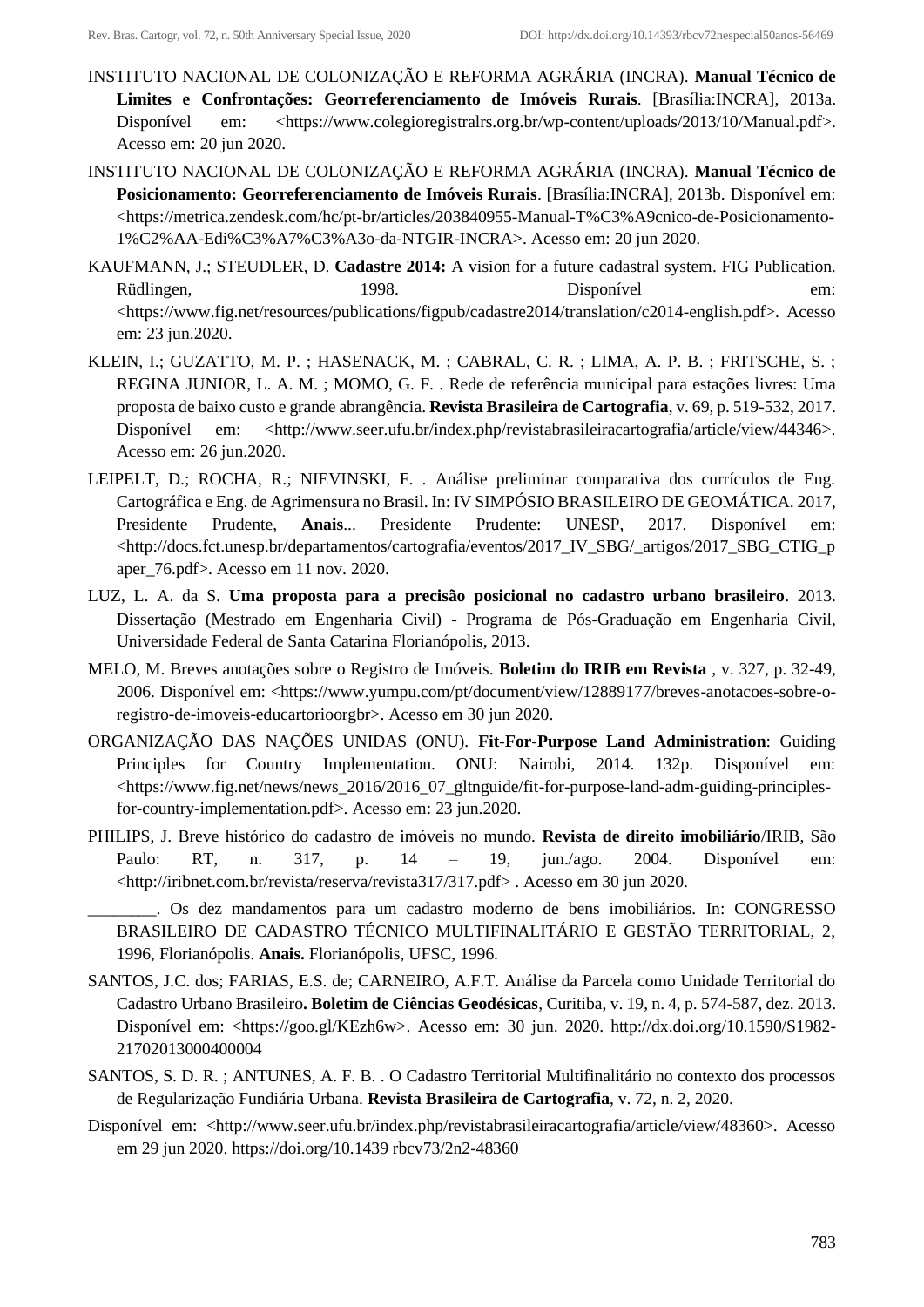INSTITUTO NACIONAL DE COLONIZAÇÃO E REFORMA AGRÁRIA (INCRA). **Manual Técnico de Limites e Confrontações: Georreferenciamento de Imóveis Rurais**. [Brasília:INCRA], 2013a. Disponível em: <https://www.colegioregistralrs.org.br/wp-content/uploads/2013/10/Manual.pdf>. Acesso em: 20 jun 2020.

INSTITUTO NACIONAL DE COLONIZAÇÃO E REFORMA AGRÁRIA (INCRA). **Manual Técnico de Posicionamento: Georreferenciamento de Imóveis Rurais**. [Brasília:INCRA], 2013b. Disponível em: <https://metrica.zendesk.com/hc/pt-br/articles/203840955-Manual-T%C3%A9cnico-de-Posicionamento-1%C2%AA-Edi%C3%A7%C3%A3o-da-NTGIR-INCRA>. Acesso em: 20 jun 2020.

KAUFMANN, J.; STEUDLER, D. **Cadastre 2014:** A vision for a future cadastral system. FIG Publication. Rüdlingen, 1998. Disponível em: <https://www.fig.net/resources/publications/figpub/cadastre2014/translation/c2014-english.pdf>. Acesso em: 23 jun.2020.

KLEIN, I.; GUZATTO, M. P. ; HASENACK, M. ; CABRAL, C. R. ; LIMA, A. P. B. ; FRITSCHE, S. ; REGINA JUNIOR, L. A. M. ; MOMO, G. F. . Rede de referência municipal para estações livres: Uma proposta de baixo custo e grande abrangência. **Revista Brasileira de Cartografia**, v. 69, p. 519-532, 2017. Disponível em: <http://www.seer.ufu.br/index.php/revistabrasileiracartografia/article/view/44346>. Acesso em: 26 jun.2020.

LEIPELT, D.; ROCHA, R.; NIEVINSKI, F. . Análise preliminar comparativa dos currículos de Eng. Cartográfica e Eng. de Agrimensura no Brasil. In: IV SIMPÓSIO BRASILEIRO DE GEOMÁTICA. 2017, Presidente Prudente, **Anais**... Presidente Prudente: UNESP, 2017. Disponível em: <http://docs.fct.unesp.br/departamentos/cartografia/eventos/2017_IV_SBG/_artigos/2017_SBG_CTIG_paper_76.pdf>. Acesso em 11 nov. 2020.

LUZ, L. A. da S. **Uma proposta para a precisão posicional no cadastro urbano brasileiro**. 2013. Dissertação (Mestrado em Engenharia Civil) - Programa de Pós-Graduação em Engenharia Civil, Universidade Federal de Santa Catarina Florianópolis, 2013.

MELO, M. Breves anotações sobre o Registro de Imóveis. **Boletim do IRIB em Revista** , v. 327, p. 32-49, 2006. Disponível em: <https://www.yumpu.com/pt/document/view/12889177/breves-anotacoes-sobre-o-registro-de-imoveis-educartorioorgbr>. Acesso em 30 jun 2020.

ORGANIZAÇÃO DAS NAÇÕES UNIDAS (ONU). **Fit-For-Purpose Land Administration**: Guiding Principles for Country Implementation. ONU: Nairobi, 2014. 132p. Disponível em: <https://www.fig.net/news/news_2016/2016_07_gltnguide/fit-for-purpose-land-adm-guiding-principles-for-country-implementation.pdf>. Acesso em: 23 jun.2020.

PHILIPS, J. Breve histórico do cadastro de imóveis no mundo. **Revista de direito imobiliário**/IRIB, São Paulo: RT, n. 317, p. 14 – 19, jun./ago. 2004. Disponível em: <http://iribnet.com.br/revista/reserva/revista317/317.pdf> . Acesso em 30 jun 2020.

________. Os dez mandamentos para um cadastro moderno de bens imobiliários. In: CONGRESSO BRASILEIRO DE CADASTRO TÉCNICO MULTIFINALITÁRIO E GESTÃO TERRITORIAL, 2, 1996, Florianópolis. **Anais.** Florianópolis, UFSC, 1996.

SANTOS, J.C. dos; FARIAS, E.S. de; CARNEIRO, A.F.T. Análise da Parcela como Unidade Territorial do Cadastro Urbano Brasileiro**. Boletim de Ciências Geodésicas**, Curitiba, v. 19, n. 4, p. 574-587, dez. 2013. Disponível em: <https://goo.gl/KEzh6w>. Acesso em: 30 jun. 2020. http://dx.doi.org/10.1590/S1982-21702013000400004

SANTOS, S. D. R. ; ANTUNES, A. F. B. . O Cadastro Territorial Multifinalitário no contexto dos processos de Regularização Fundiária Urbana. **Revista Brasileira de Cartografia**, v. 72, n. 2, 2020.

Disponível em: <http://www.seer.ufu.br/index.php/revistabrasileiracartografia/article/view/48360>. Acesso em 29 jun 2020. https://doi.org/10.1439 rbcv73/2n2-48360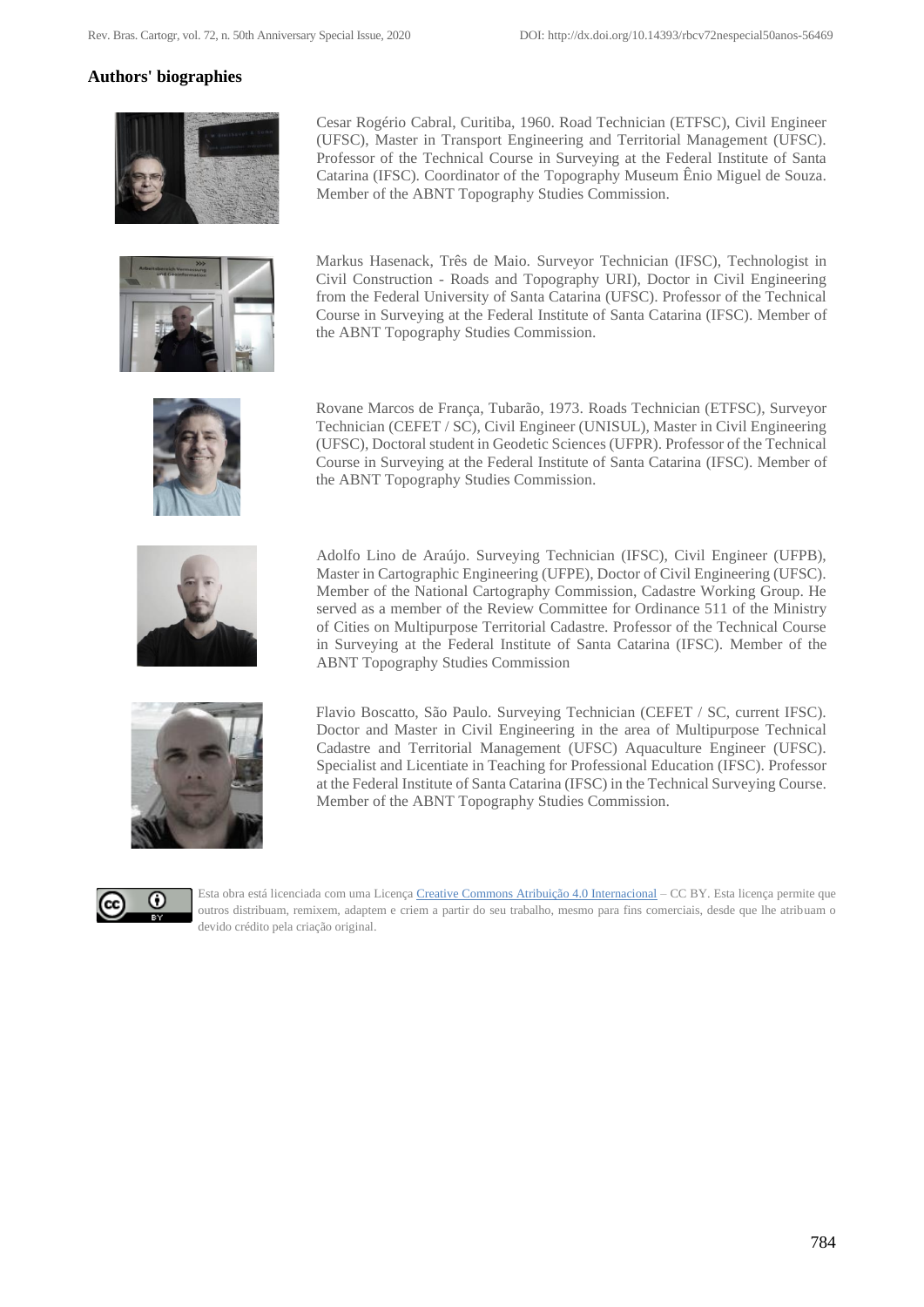## Authors' biographies

Cesar Rogério Cabral, Curitiba, 1960. Road Technician (ETFSC), Civil Engineer (UFSC), Master in Transport Engineering and Territorial Management (UFSC). Professor of the Technical Course in Surveying at the Federal Institute of Santa Catarina (IFSC). Coordinator of the Topography Museum Ênio Miguel de Souza. Member of the ABNT Topography Studies Commission.

Markus Hasenack, Três de Maio. Surveyor Technician (IFSC), Technologist in Civil Construction - Roads and Topography URI), Doctor in Civil Engineering from the Federal University of Santa Catarina (UFSC). Professor of the Technical Course in Surveying at the Federal Institute of Santa Catarina (IFSC). Member of the ABNT Topography Studies Commission.

Rovane Marcos de França, Tubarão, 1973. Roads Technician (ETFSC), Surveyor Technician (CEFET / SC), Civil Engineer (UNISUL), Master in Civil Engineering (UFSC), Doctoral student in Geodetic Sciences (UFPR). Professor of the Technical Course in Surveying at the Federal Institute of Santa Catarina (IFSC). Member of the ABNT Topography Studies Commission.

Adolfo Lino de Araújo. Surveying Technician (IFSC), Civil Engineer (UFPB), Master in Cartographic Engineering (UFPE), Doctor of Civil Engineering (UFSC). Member of the National Cartography Commission, Cadastre Working Group. He served as a member of the Review Committee for Ordinance 511 of the Ministry of Cities on Multipurpose Territorial Cadastre. Professor of the Technical Course in Surveying at the Federal Institute of Santa Catarina (IFSC). Member of the ABNT Topography Studies Commission

Flavio Boscatto, São Paulo. Surveying Technician (CEFET / SC, current IFSC). Doctor and Master in Civil Engineering in the area of Multipurpose Technical Cadastre and Territorial Management (UFSC) Aquaculture Engineer (UFSC). Specialist and Licentiate in Teaching for Professional Education (IFSC). Professor at the Federal Institute of Santa Catarina (IFSC) in the Technical Surveying Course. Member of the ABNT Topography Studies Commission.

Esta obra está licenciada com uma Licença Creative Commons Atribuição 4.0 Internacional – CC BY. Esta licença permite que outros distribuam, remixem, adaptem e criem a partir do seu trabalho, mesmo para fins comerciais, desde que lhe atribuam o devido crédito pela criação original.